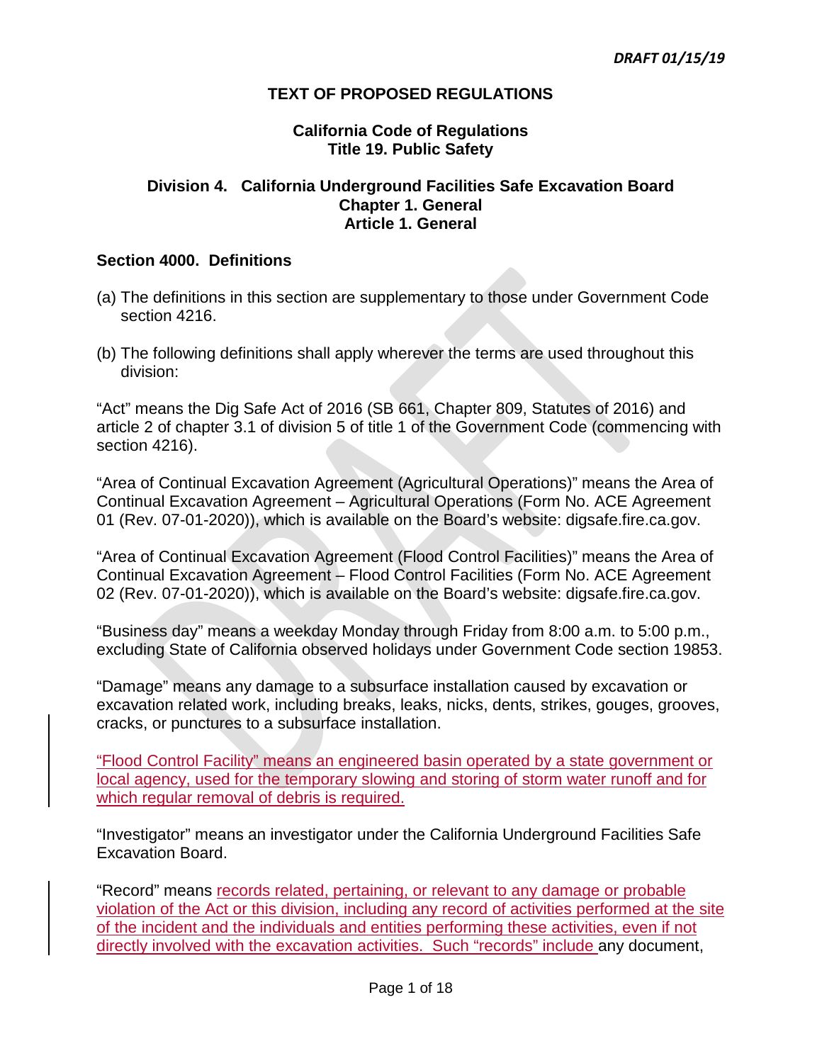*DRAFT 01/15/19*

# TEXT OF PROPOSED REGULATIONS

## California Code of Regulations
## Title 19. Public Safety

## Division 4. California Underground Facilities Safe Excavation Board
## Chapter 1. General
## Article 1. General

### Section 4000. Definitions

(a) The definitions in this section are supplementary to those under Government Code section 4216.

(b) The following definitions shall apply wherever the terms are used throughout this division:

"Act" means the Dig Safe Act of 2016 (SB 661, Chapter 809, Statutes of 2016) and article 2 of chapter 3.1 of division 5 of title 1 of the Government Code (commencing with section 4216).

"Area of Continual Excavation Agreement (Agricultural Operations)" means the Area of Continual Excavation Agreement – Agricultural Operations (Form No. ACE Agreement 01 (Rev. 07-01-2020)), which is available on the Board's website: digsafe.fire.ca.gov.

"Area of Continual Excavation Agreement (Flood Control Facilities)" means the Area of Continual Excavation Agreement – Flood Control Facilities (Form No. ACE Agreement 02 (Rev. 07-01-2020)), which is available on the Board's website: digsafe.fire.ca.gov.

"Business day" means a weekday Monday through Friday from 8:00 a.m. to 5:00 p.m., excluding State of California observed holidays under Government Code section 19853.

"Damage" means any damage to a subsurface installation caused by excavation or excavation related work, including breaks, leaks, nicks, dents, strikes, gouges, grooves, cracks, or punctures to a subsurface installation.

"Flood Control Facility" means an engineered basin operated by a state government or local agency, used for the temporary slowing and storing of storm water runoff and for which regular removal of debris is required.

"Investigator" means an investigator under the California Underground Facilities Safe Excavation Board.

"Record" means records related, pertaining, or relevant to any damage or probable violation of the Act or this division, including any record of activities performed at the site of the incident and the individuals and entities performing these activities, even if not directly involved with the excavation activities. Such "records" include any document,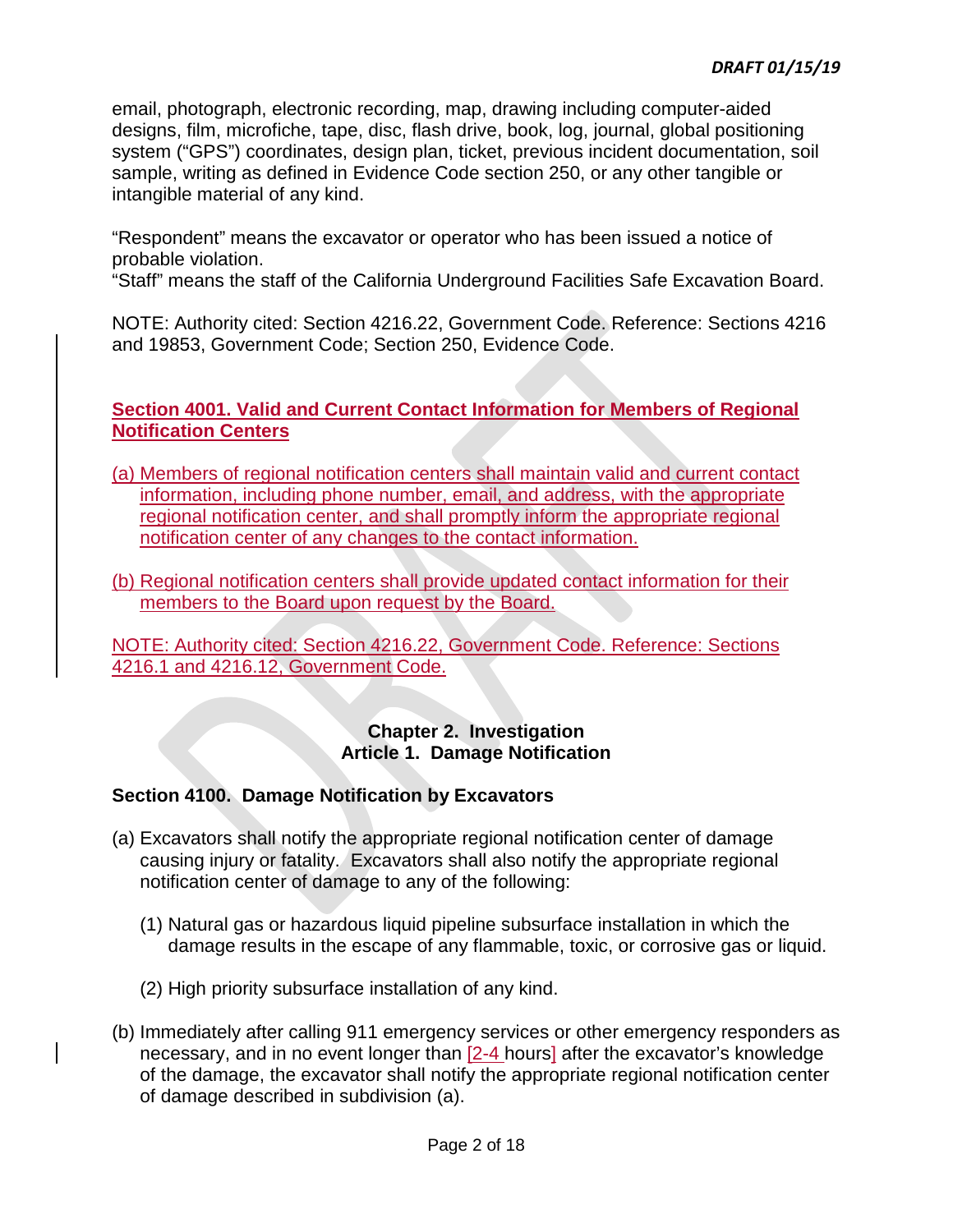email, photograph, electronic recording, map, drawing including computer-aided designs, film, microfiche, tape, disc, flash drive, book, log, journal, global positioning system ("GPS") coordinates, design plan, ticket, previous incident documentation, soil sample, writing as defined in Evidence Code section 250, or any other tangible or intangible material of any kind.

"Respondent" means the excavator or operator who has been issued a notice of probable violation.
"Staff" means the staff of the California Underground Facilities Safe Excavation Board.

NOTE: Authority cited: Section 4216.22, Government Code. Reference: Sections 4216 and 19853, Government Code; Section 250, Evidence Code.

**Section 4001. Valid and Current Contact Information for Members of Regional Notification Centers**

(a) Members of regional notification centers shall maintain valid and current contact information, including phone number, email, and address, with the appropriate regional notification center, and shall promptly inform the appropriate regional notification center of any changes to the contact information.

(b) Regional notification centers shall provide updated contact information for their members to the Board upon request by the Board.

NOTE: Authority cited: Section 4216.22, Government Code. Reference: Sections 4216.1 and 4216.12, Government Code.

## Chapter 2. Investigation
## Article 1. Damage Notification

### Section 4100. Damage Notification by Excavators

(a) Excavators shall notify the appropriate regional notification center of damage causing injury or fatality. Excavators shall also notify the appropriate regional notification center of damage to any of the following:

   (1) Natural gas or hazardous liquid pipeline subsurface installation in which the damage results in the escape of any flammable, toxic, or corrosive gas or liquid.

   (2) High priority subsurface installation of any kind.

(b) Immediately after calling 911 emergency services or other emergency responders as necessary, and in no event longer than [2-4 hours] after the excavator's knowledge of the damage, the excavator shall notify the appropriate regional notification center of damage described in subdivision (a).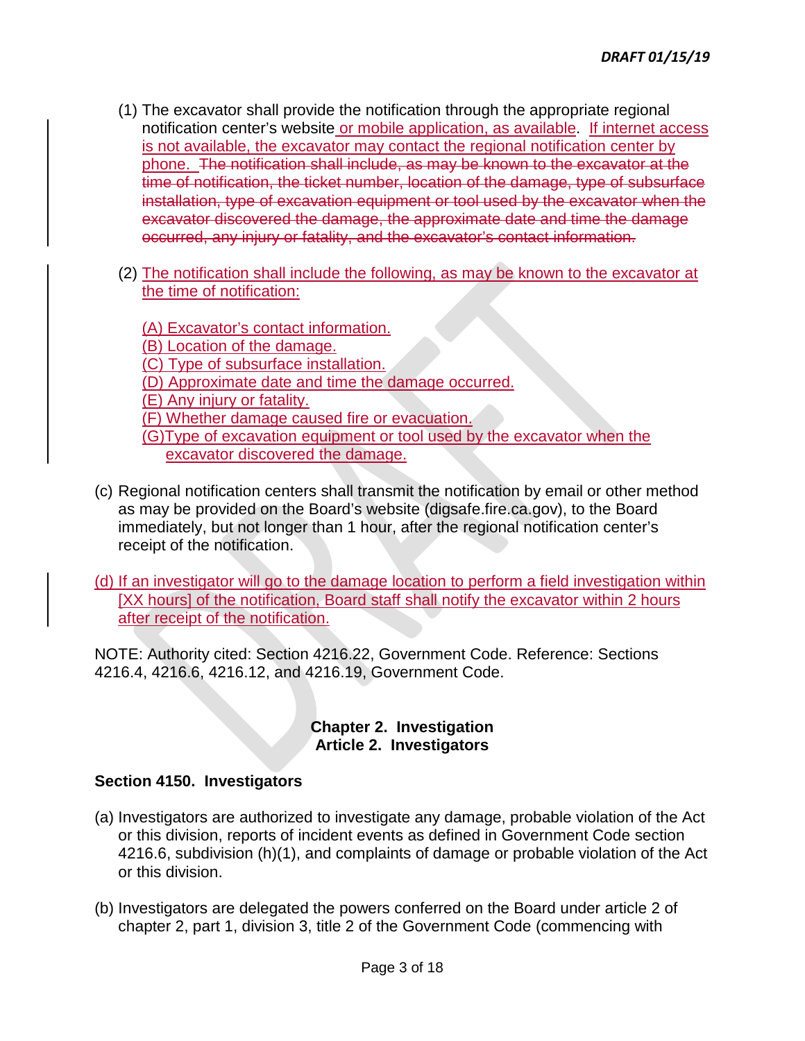(1) The excavator shall provide the notification through the appropriate regional notification center's website or mobile application, as available. If internet access is not available, the excavator may contact the regional notification center by phone. ~~The notification shall include, as may be known to the excavator at the time of notification, the ticket number, location of the damage, type of subsurface installation, type of excavation equipment or tool used by the excavator when the excavator discovered the damage, the approximate date and time the damage occurred, any injury or fatality, and the excavator's contact information.~~

(2) The notification shall include the following, as may be known to the excavator at the time of notification:

(A) Excavator's contact information.
(B) Location of the damage.
(C) Type of subsurface installation.
(D) Approximate date and time the damage occurred.
(E) Any injury or fatality.
(F) Whether damage caused fire or evacuation.
(G)Type of excavation equipment or tool used by the excavator when the excavator discovered the damage.

(c) Regional notification centers shall transmit the notification by email or other method as may be provided on the Board's website (digsafe.fire.ca.gov), to the Board immediately, but not longer than 1 hour, after the regional notification center's receipt of the notification.

(d) If an investigator will go to the damage location to perform a field investigation within [XX hours] of the notification, Board staff shall notify the excavator within 2 hours after receipt of the notification.

NOTE: Authority cited: Section 4216.22, Government Code. Reference: Sections 4216.4, 4216.6, 4216.12, and 4216.19, Government Code.

## Chapter 2. Investigation
## Article 2. Investigators

### Section 4150. Investigators

(a) Investigators are authorized to investigate any damage, probable violation of the Act or this division, reports of incident events as defined in Government Code section 4216.6, subdivision (h)(1), and complaints of damage or probable violation of the Act or this division.

(b) Investigators are delegated the powers conferred on the Board under article 2 of chapter 2, part 1, division 3, title 2 of the Government Code (commencing with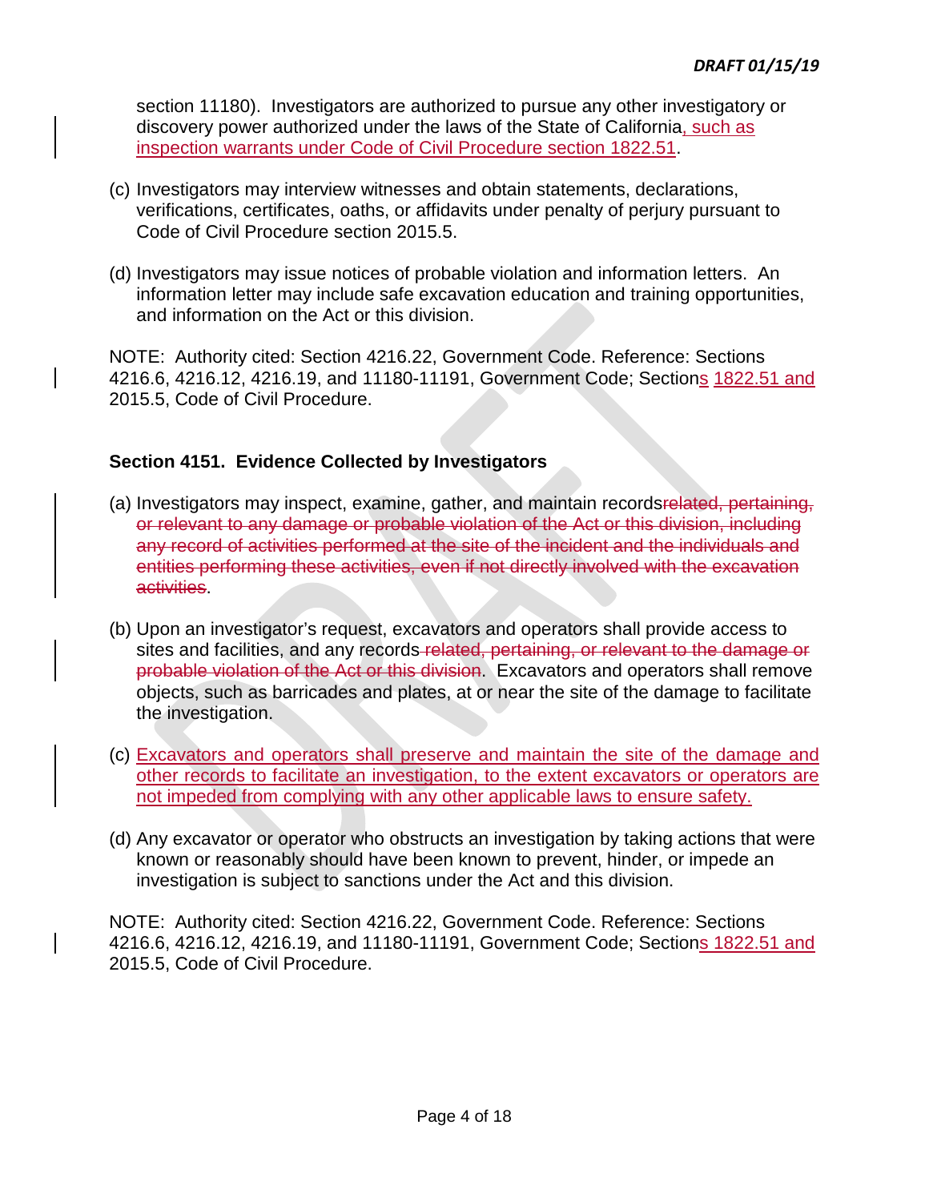section 11180). Investigators are authorized to pursue any other investigatory or discovery power authorized under the laws of the State of California<u>, such as inspection warrants under Code of Civil Procedure section 1822.51</u>.

(c) Investigators may interview witnesses and obtain statements, declarations, verifications, certificates, oaths, or affidavits under penalty of perjury pursuant to Code of Civil Procedure section 2015.5.

(d) Investigators may issue notices of probable violation and information letters. An information letter may include safe excavation education and training opportunities, and information on the Act or this division.

NOTE: Authority cited: Section 4216.22, Government Code. Reference: Sections 4216.6, 4216.12, 4216.19, and 11180-11191, Government Code; Section<u>s 1822.51 and</u> 2015.5, Code of Civil Procedure.

### Section 4151. Evidence Collected by Investigators

(a) Investigators may inspect, examine, gather, and maintain records~~related, pertaining, or relevant to any damage or probable violation of the Act or this division, including any record of activities performed at the site of the incident and the individuals and entities performing these activities, even if not directly involved with the excavation activities~~.

(b) Upon an investigator's request, excavators and operators shall provide access to sites and facilities, and any records~~ related, pertaining, or relevant to the damage or probable violation of the Act or this division~~. Excavators and operators shall remove objects, such as barricades and plates, at or near the site of the damage to facilitate the investigation.

(c) <u>Excavators and operators shall preserve and maintain the site of the damage and other records to facilitate an investigation, to the extent excavators or operators are not impeded from complying with any other applicable laws to ensure safety.</u>

(d) Any excavator or operator who obstructs an investigation by taking actions that were known or reasonably should have been known to prevent, hinder, or impede an investigation is subject to sanctions under the Act and this division.

NOTE: Authority cited: Section 4216.22, Government Code. Reference: Sections 4216.6, 4216.12, 4216.19, and 11180-11191, Government Code; Section<u>s 1822.51 and</u> 2015.5, Code of Civil Procedure.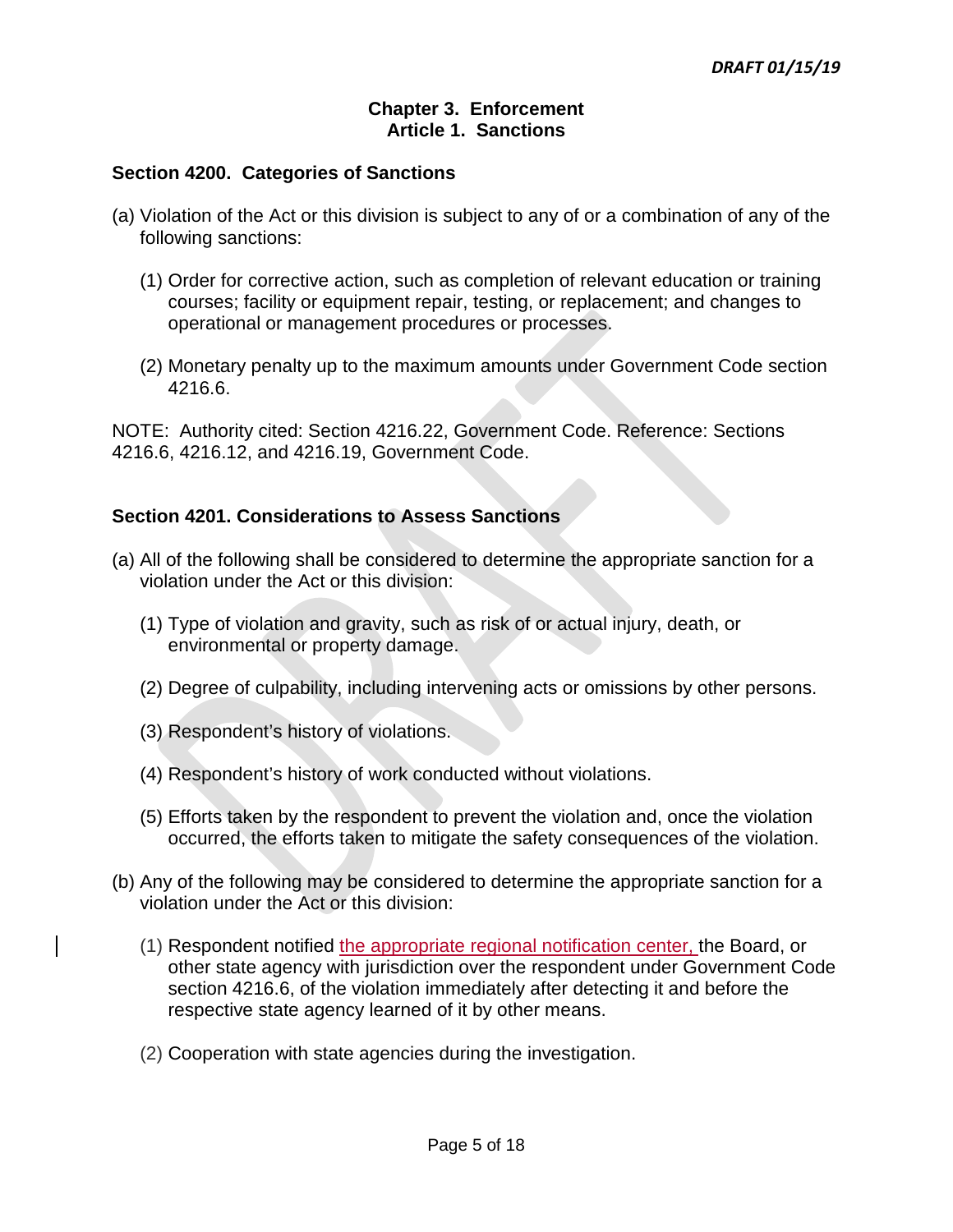*DRAFT 01/15/19*

## Chapter 3. Enforcement
## Article 1. Sanctions

### Section 4200. Categories of Sanctions

(a) Violation of the Act or this division is subject to any of or a combination of any of the following sanctions:

(1) Order for corrective action, such as completion of relevant education or training courses; facility or equipment repair, testing, or replacement; and changes to operational or management procedures or processes.

(2) Monetary penalty up to the maximum amounts under Government Code section 4216.6.

NOTE: Authority cited: Section 4216.22, Government Code. Reference: Sections 4216.6, 4216.12, and 4216.19, Government Code.

### Section 4201. Considerations to Assess Sanctions

(a) All of the following shall be considered to determine the appropriate sanction for a violation under the Act or this division:

(1) Type of violation and gravity, such as risk of or actual injury, death, or environmental or property damage.

(2) Degree of culpability, including intervening acts or omissions by other persons.

(3) Respondent's history of violations.

(4) Respondent's history of work conducted without violations.

(5) Efforts taken by the respondent to prevent the violation and, once the violation occurred, the efforts taken to mitigate the safety consequences of the violation.

(b) Any of the following may be considered to determine the appropriate sanction for a violation under the Act or this division:

(1) Respondent notified the appropriate regional notification center, the Board, or other state agency with jurisdiction over the respondent under Government Code section 4216.6, of the violation immediately after detecting it and before the respective state agency learned of it by other means.

(2) Cooperation with state agencies during the investigation.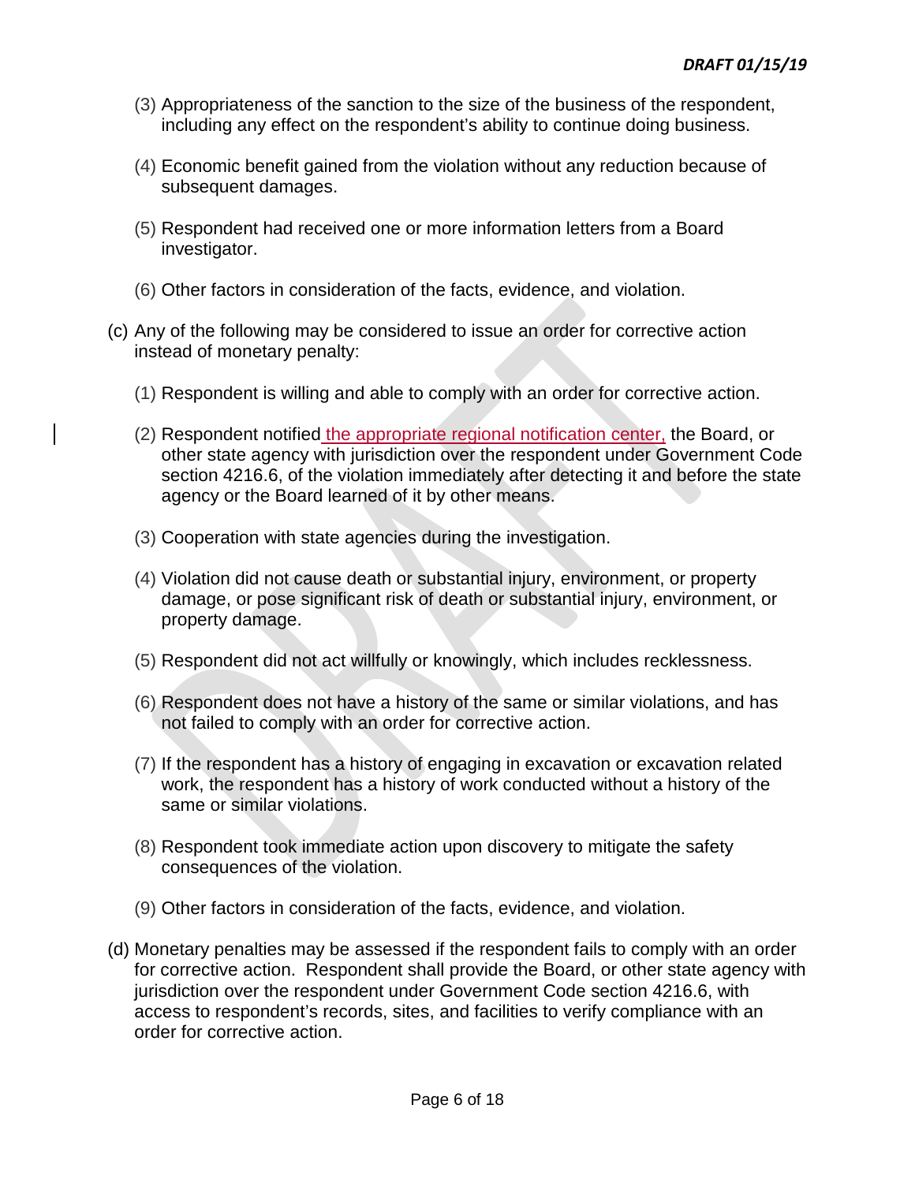(3) Appropriateness of the sanction to the size of the business of the respondent, including any effect on the respondent's ability to continue doing business.

(4) Economic benefit gained from the violation without any reduction because of subsequent damages.

(5) Respondent had received one or more information letters from a Board investigator.

(6) Other factors in consideration of the facts, evidence, and violation.

(c) Any of the following may be considered to issue an order for corrective action instead of monetary penalty:

(1) Respondent is willing and able to comply with an order for corrective action.

(2) Respondent notified the appropriate regional notification center, the Board, or other state agency with jurisdiction over the respondent under Government Code section 4216.6, of the violation immediately after detecting it and before the state agency or the Board learned of it by other means.

(3) Cooperation with state agencies during the investigation.

(4) Violation did not cause death or substantial injury, environment, or property damage, or pose significant risk of death or substantial injury, environment, or property damage.

(5) Respondent did not act willfully or knowingly, which includes recklessness.

(6) Respondent does not have a history of the same or similar violations, and has not failed to comply with an order for corrective action.

(7) If the respondent has a history of engaging in excavation or excavation related work, the respondent has a history of work conducted without a history of the same or similar violations.

(8) Respondent took immediate action upon discovery to mitigate the safety consequences of the violation.

(9) Other factors in consideration of the facts, evidence, and violation.

(d) Monetary penalties may be assessed if the respondent fails to comply with an order for corrective action. Respondent shall provide the Board, or other state agency with jurisdiction over the respondent under Government Code section 4216.6, with access to respondent's records, sites, and facilities to verify compliance with an order for corrective action.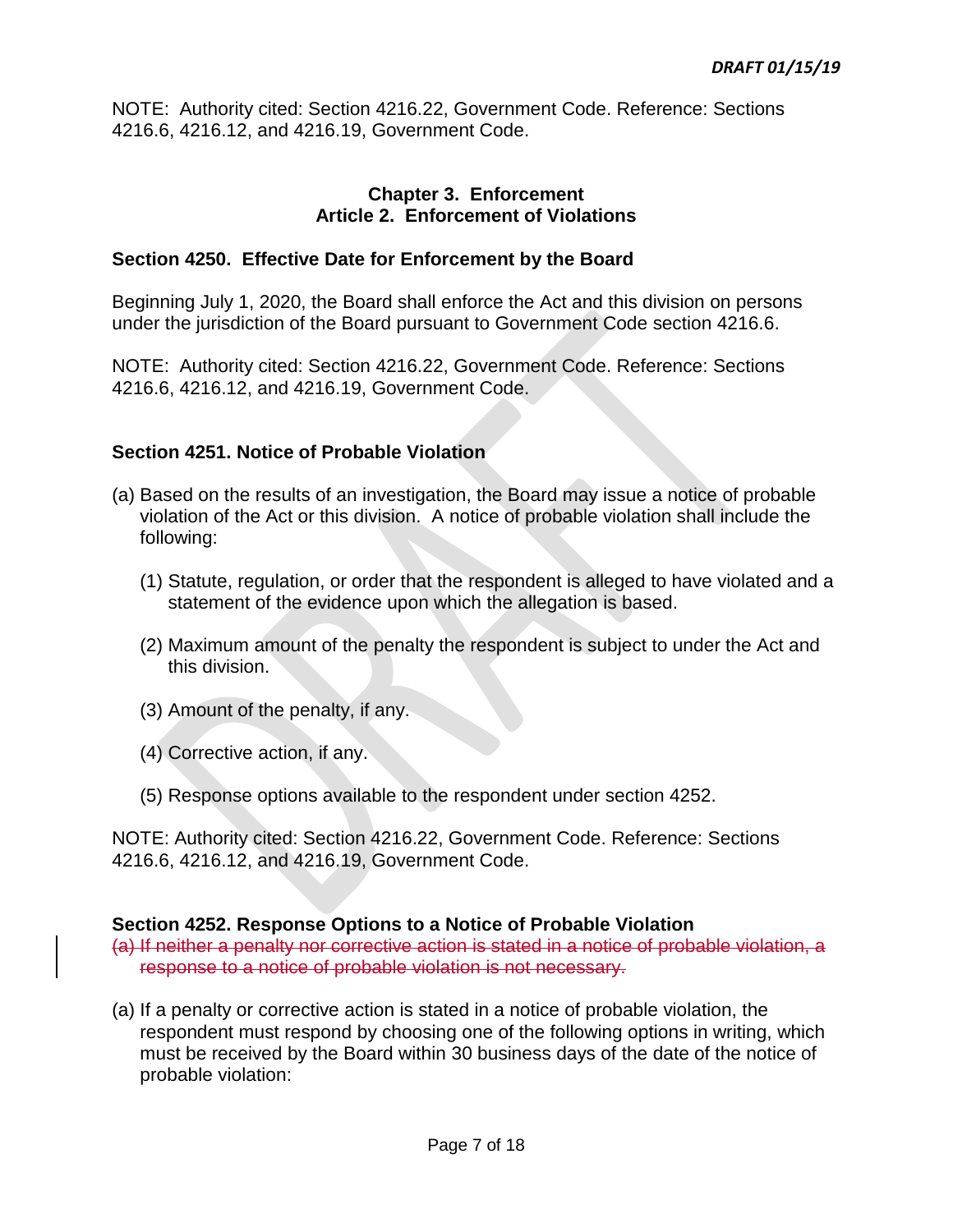NOTE: Authority cited: Section 4216.22, Government Code. Reference: Sections 4216.6, 4216.12, and 4216.19, Government Code.

## Chapter 3. Enforcement
## Article 2. Enforcement of Violations

### Section 4250. Effective Date for Enforcement by the Board

Beginning July 1, 2020, the Board shall enforce the Act and this division on persons under the jurisdiction of the Board pursuant to Government Code section 4216.6.

NOTE: Authority cited: Section 4216.22, Government Code. Reference: Sections 4216.6, 4216.12, and 4216.19, Government Code.

### Section 4251. Notice of Probable Violation

(a) Based on the results of an investigation, the Board may issue a notice of probable violation of the Act or this division. A notice of probable violation shall include the following:

(1) Statute, regulation, or order that the respondent is alleged to have violated and a statement of the evidence upon which the allegation is based.

(2) Maximum amount of the penalty the respondent is subject to under the Act and this division.

(3) Amount of the penalty, if any.

(4) Corrective action, if any.

(5) Response options available to the respondent under section 4252.

NOTE: Authority cited: Section 4216.22, Government Code. Reference: Sections 4216.6, 4216.12, and 4216.19, Government Code.

### Section 4252. Response Options to a Notice of Probable Violation

~~(a) If neither a penalty nor corrective action is stated in a notice of probable violation, a response to a notice of probable violation is not necessary.~~

(a) If a penalty or corrective action is stated in a notice of probable violation, the respondent must respond by choosing one of the following options in writing, which must be received by the Board within 30 business days of the date of the notice of probable violation: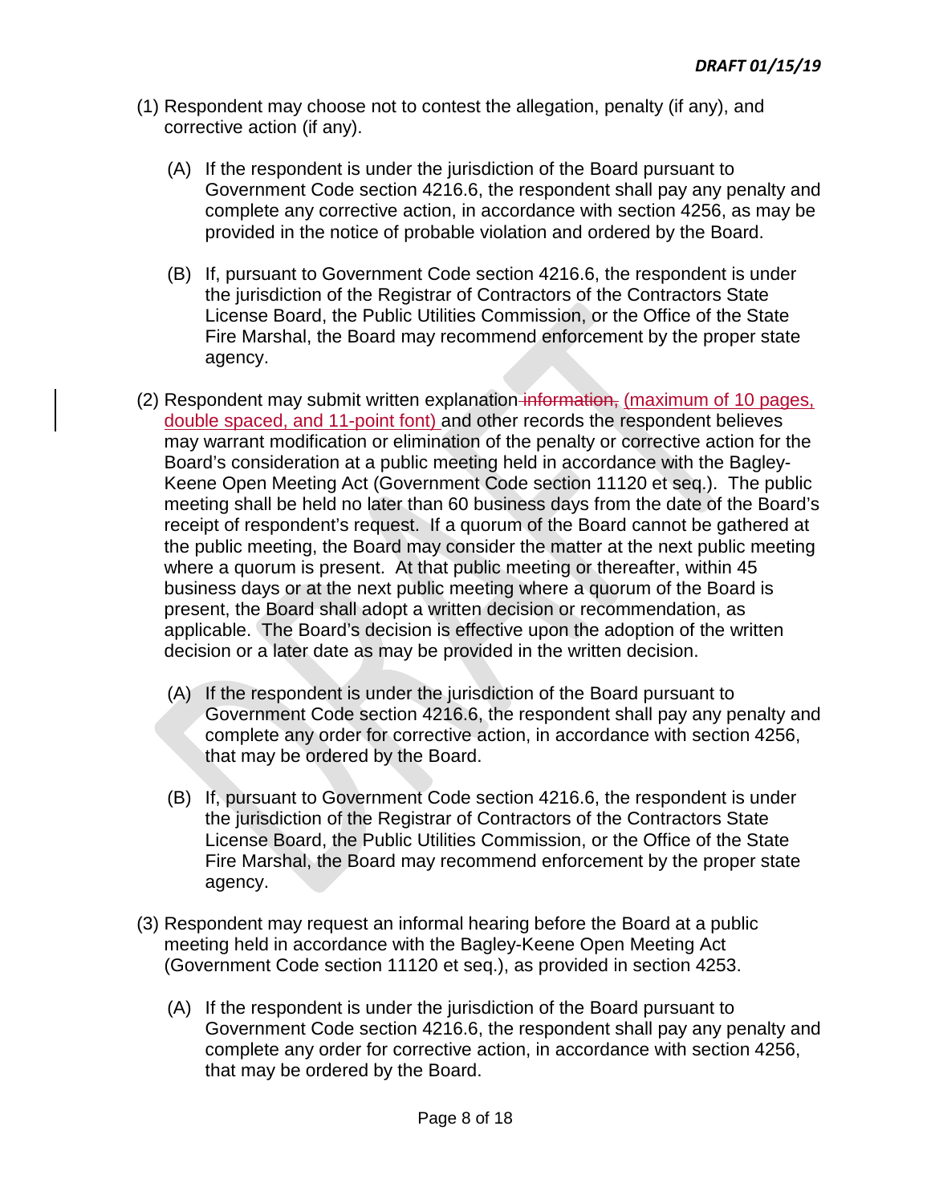(1) Respondent may choose not to contest the allegation, penalty (if any), and corrective action (if any).

   (A) If the respondent is under the jurisdiction of the Board pursuant to Government Code section 4216.6, the respondent shall pay any penalty and complete any corrective action, in accordance with section 4256, as may be provided in the notice of probable violation and ordered by the Board.

   (B) If, pursuant to Government Code section 4216.6, the respondent is under the jurisdiction of the Registrar of Contractors of the Contractors State License Board, the Public Utilities Commission, or the Office of the State Fire Marshal, the Board may recommend enforcement by the proper state agency.

(2) Respondent may submit written explanation ~~information,~~ <u>(maximum of 10 pages, double spaced, and 11-point font)</u> and other records the respondent believes may warrant modification or elimination of the penalty or corrective action for the Board's consideration at a public meeting held in accordance with the Bagley-Keene Open Meeting Act (Government Code section 11120 et seq.). The public meeting shall be held no later than 60 business days from the date of the Board's receipt of respondent's request. If a quorum of the Board cannot be gathered at the public meeting, the Board may consider the matter at the next public meeting where a quorum is present. At that public meeting or thereafter, within 45 business days or at the next public meeting where a quorum of the Board is present, the Board shall adopt a written decision or recommendation, as applicable. The Board's decision is effective upon the adoption of the written decision or a later date as may be provided in the written decision.

   (A) If the respondent is under the jurisdiction of the Board pursuant to Government Code section 4216.6, the respondent shall pay any penalty and complete any order for corrective action, in accordance with section 4256, that may be ordered by the Board.

   (B) If, pursuant to Government Code section 4216.6, the respondent is under the jurisdiction of the Registrar of Contractors of the Contractors State License Board, the Public Utilities Commission, or the Office of the State Fire Marshal, the Board may recommend enforcement by the proper state agency.

(3) Respondent may request an informal hearing before the Board at a public meeting held in accordance with the Bagley-Keene Open Meeting Act (Government Code section 11120 et seq.), as provided in section 4253.

   (A) If the respondent is under the jurisdiction of the Board pursuant to Government Code section 4216.6, the respondent shall pay any penalty and complete any order for corrective action, in accordance with section 4256, that may be ordered by the Board.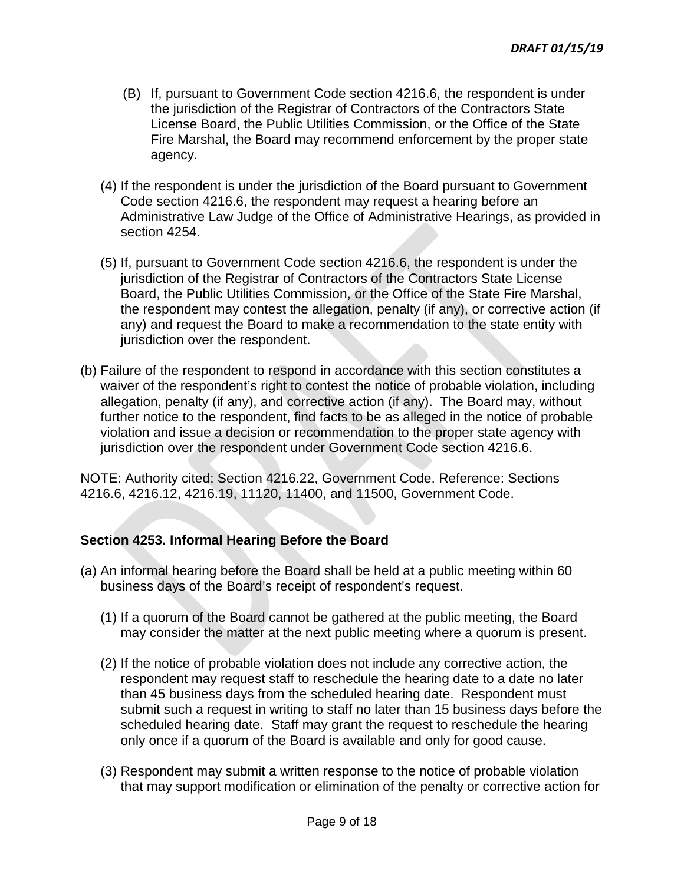(B) If, pursuant to Government Code section 4216.6, the respondent is under the jurisdiction of the Registrar of Contractors of the Contractors State License Board, the Public Utilities Commission, or the Office of the State Fire Marshal, the Board may recommend enforcement by the proper state agency.

(4) If the respondent is under the jurisdiction of the Board pursuant to Government Code section 4216.6, the respondent may request a hearing before an Administrative Law Judge of the Office of Administrative Hearings, as provided in section 4254.

(5) If, pursuant to Government Code section 4216.6, the respondent is under the jurisdiction of the Registrar of Contractors of the Contractors State License Board, the Public Utilities Commission, or the Office of the State Fire Marshal, the respondent may contest the allegation, penalty (if any), or corrective action (if any) and request the Board to make a recommendation to the state entity with jurisdiction over the respondent.

(b) Failure of the respondent to respond in accordance with this section constitutes a waiver of the respondent's right to contest the notice of probable violation, including allegation, penalty (if any), and corrective action (if any). The Board may, without further notice to the respondent, find facts to be as alleged in the notice of probable violation and issue a decision or recommendation to the proper state agency with jurisdiction over the respondent under Government Code section 4216.6.

NOTE: Authority cited: Section 4216.22, Government Code. Reference: Sections 4216.6, 4216.12, 4216.19, 11120, 11400, and 11500, Government Code.

### Section 4253. Informal Hearing Before the Board

(a) An informal hearing before the Board shall be held at a public meeting within 60 business days of the Board's receipt of respondent's request.

(1) If a quorum of the Board cannot be gathered at the public meeting, the Board may consider the matter at the next public meeting where a quorum is present.

(2) If the notice of probable violation does not include any corrective action, the respondent may request staff to reschedule the hearing date to a date no later than 45 business days from the scheduled hearing date. Respondent must submit such a request in writing to staff no later than 15 business days before the scheduled hearing date. Staff may grant the request to reschedule the hearing only once if a quorum of the Board is available and only for good cause.

(3) Respondent may submit a written response to the notice of probable violation that may support modification or elimination of the penalty or corrective action for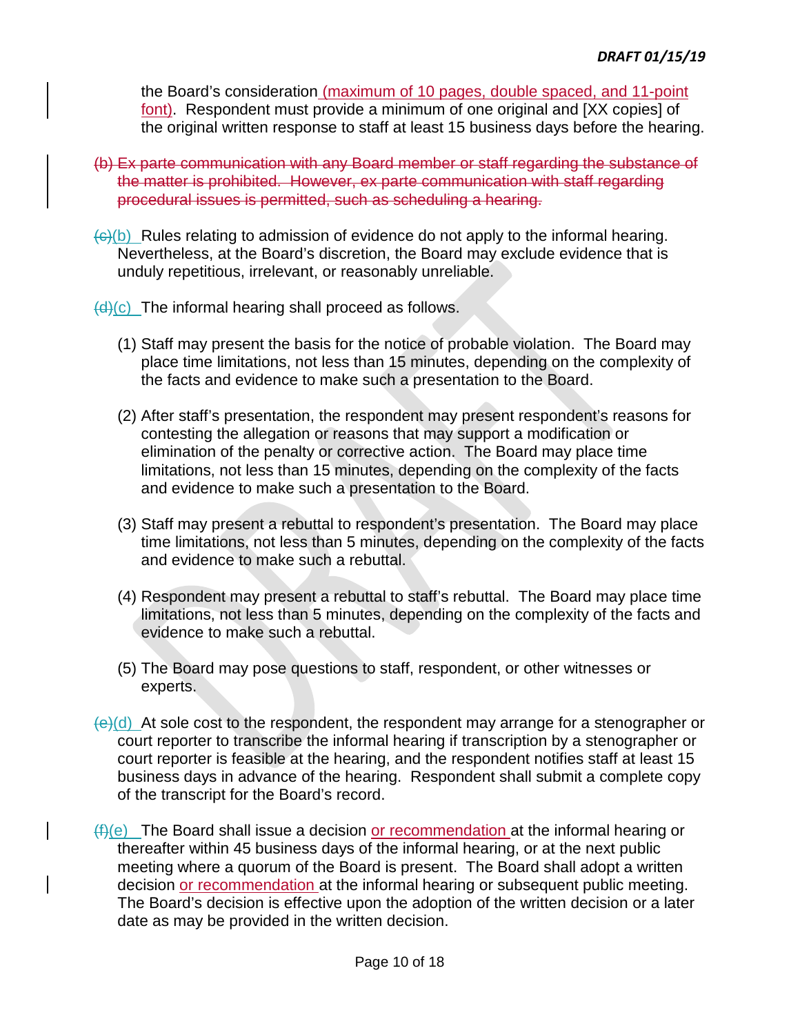the Board's consideration (maximum of 10 pages, double spaced, and 11-point font). Respondent must provide a minimum of one original and [XX copies] of the original written response to staff at least 15 business days before the hearing.

~~(b) Ex parte communication with any Board member or staff regarding the substance of the matter is prohibited. However, ex parte communication with staff regarding procedural issues is permitted, such as scheduling a hearing.~~

~~(c)~~(b) Rules relating to admission of evidence do not apply to the informal hearing. Nevertheless, at the Board's discretion, the Board may exclude evidence that is unduly repetitious, irrelevant, or reasonably unreliable.

~~(d)~~(c) The informal hearing shall proceed as follows.

(1) Staff may present the basis for the notice of probable violation. The Board may place time limitations, not less than 15 minutes, depending on the complexity of the facts and evidence to make such a presentation to the Board.

(2) After staff's presentation, the respondent may present respondent's reasons for contesting the allegation or reasons that may support a modification or elimination of the penalty or corrective action. The Board may place time limitations, not less than 15 minutes, depending on the complexity of the facts and evidence to make such a presentation to the Board.

(3) Staff may present a rebuttal to respondent's presentation. The Board may place time limitations, not less than 5 minutes, depending on the complexity of the facts and evidence to make such a rebuttal.

(4) Respondent may present a rebuttal to staff's rebuttal. The Board may place time limitations, not less than 5 minutes, depending on the complexity of the facts and evidence to make such a rebuttal.

(5) The Board may pose questions to staff, respondent, or other witnesses or experts.

~~(e)~~(d) At sole cost to the respondent, the respondent may arrange for a stenographer or court reporter to transcribe the informal hearing if transcription by a stenographer or court reporter is feasible at the hearing, and the respondent notifies staff at least 15 business days in advance of the hearing. Respondent shall submit a complete copy of the transcript for the Board's record.

~~(f)~~(e) The Board shall issue a decision or recommendation at the informal hearing or thereafter within 45 business days of the informal hearing, or at the next public meeting where a quorum of the Board is present. The Board shall adopt a written decision or recommendation at the informal hearing or subsequent public meeting. The Board's decision is effective upon the adoption of the written decision or a later date as may be provided in the written decision.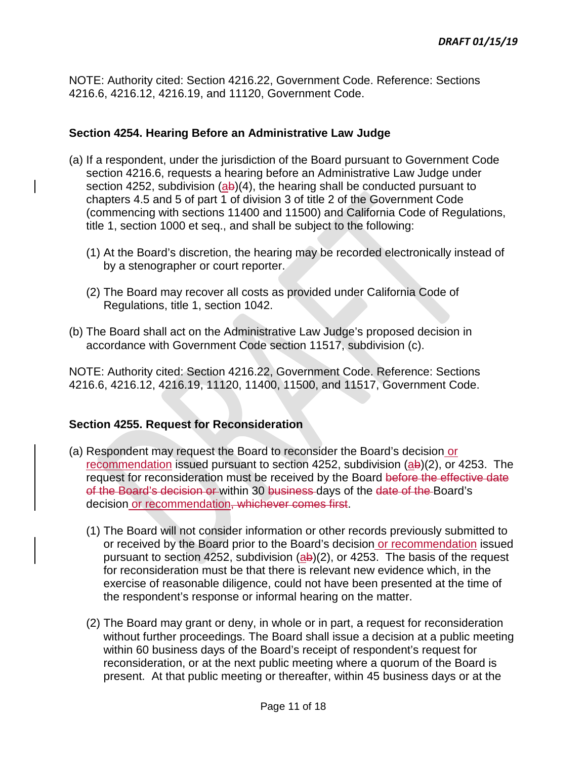NOTE: Authority cited: Section 4216.22, Government Code. Reference: Sections 4216.6, 4216.12, 4216.19, and 11120, Government Code.

**Section 4254. Hearing Before an Administrative Law Judge**

(a) If a respondent, under the jurisdiction of the Board pursuant to Government Code section 4216.6, requests a hearing before an Administrative Law Judge under section 4252, subdivision (~~b~~a)(4), the hearing shall be conducted pursuant to chapters 4.5 and 5 of part 1 of division 3 of title 2 of the Government Code (commencing with sections 11400 and 11500) and California Code of Regulations, title 1, section 1000 et seq., and shall be subject to the following:

(1) At the Board's discretion, the hearing may be recorded electronically instead of by a stenographer or court reporter.

(2) The Board may recover all costs as provided under California Code of Regulations, title 1, section 1042.

(b) The Board shall act on the Administrative Law Judge's proposed decision in accordance with Government Code section 11517, subdivision (c).

NOTE: Authority cited: Section 4216.22, Government Code. Reference: Sections 4216.6, 4216.12, 4216.19, 11120, 11400, 11500, and 11517, Government Code.

**Section 4255. Request for Reconsideration**

(a) Respondent may request the Board to reconsider the Board's decision or recommendation issued pursuant to section 4252, subdivision (~~b~~a)(2), or 4253. The request for reconsideration must be received by the Board ~~before the effective date of the Board's decision or~~ within 30 ~~business~~ days of the ~~date of the~~ Board's decision or recommendation~~, whichever comes first~~.

(1) The Board will not consider information or other records previously submitted to or received by the Board prior to the Board's decision or recommendation issued pursuant to section 4252, subdivision (~~b~~a)(2), or 4253. The basis of the request for reconsideration must be that there is relevant new evidence which, in the exercise of reasonable diligence, could not have been presented at the time of the respondent's response or informal hearing on the matter.

(2) The Board may grant or deny, in whole or in part, a request for reconsideration without further proceedings. The Board shall issue a decision at a public meeting within 60 business days of the Board's receipt of respondent's request for reconsideration, or at the next public meeting where a quorum of the Board is present. At that public meeting or thereafter, within 45 business days or at the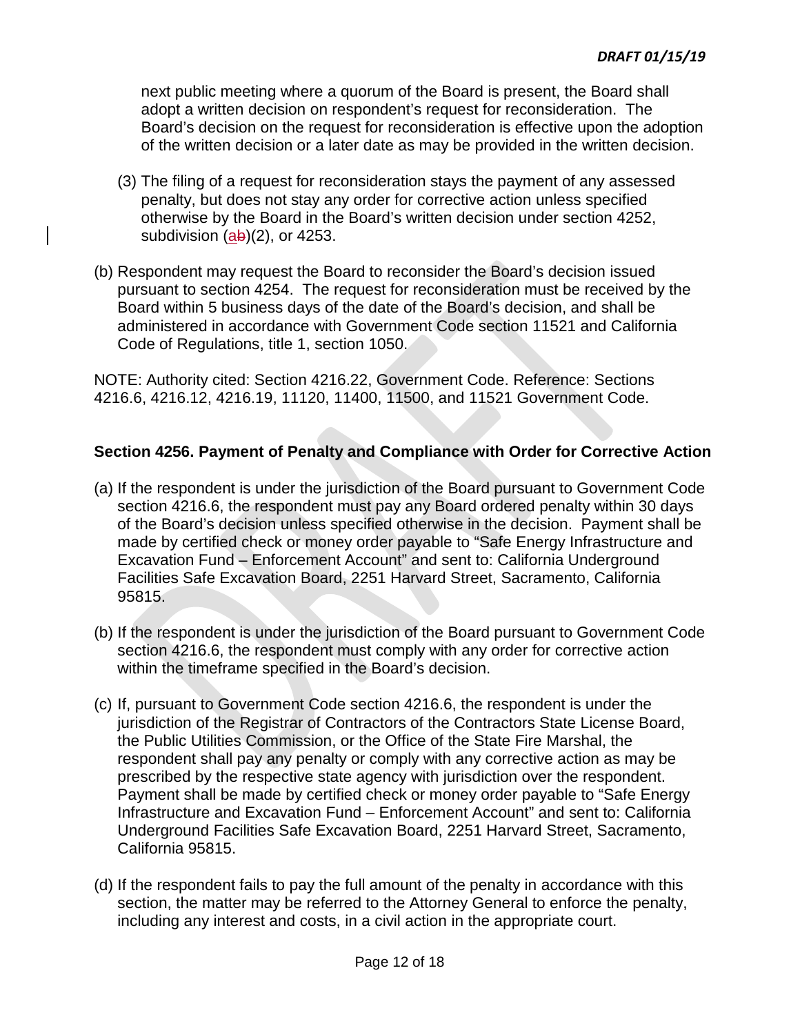next public meeting where a quorum of the Board is present, the Board shall adopt a written decision on respondent's request for reconsideration. The Board's decision on the request for reconsideration is effective upon the adoption of the written decision or a later date as may be provided in the written decision.

(3) The filing of a request for reconsideration stays the payment of any assessed penalty, but does not stay any order for corrective action unless specified otherwise by the Board in the Board's written decision under section 4252, subdivision (ab)(2), or 4253.

(b) Respondent may request the Board to reconsider the Board's decision issued pursuant to section 4254. The request for reconsideration must be received by the Board within 5 business days of the date of the Board's decision, and shall be administered in accordance with Government Code section 11521 and California Code of Regulations, title 1, section 1050.

NOTE: Authority cited: Section 4216.22, Government Code. Reference: Sections 4216.6, 4216.12, 4216.19, 11120, 11400, 11500, and 11521 Government Code.

**Section 4256. Payment of Penalty and Compliance with Order for Corrective Action**

(a) If the respondent is under the jurisdiction of the Board pursuant to Government Code section 4216.6, the respondent must pay any Board ordered penalty within 30 days of the Board's decision unless specified otherwise in the decision. Payment shall be made by certified check or money order payable to "Safe Energy Infrastructure and Excavation Fund – Enforcement Account" and sent to: California Underground Facilities Safe Excavation Board, 2251 Harvard Street, Sacramento, California 95815.

(b) If the respondent is under the jurisdiction of the Board pursuant to Government Code section 4216.6, the respondent must comply with any order for corrective action within the timeframe specified in the Board's decision.

(c) If, pursuant to Government Code section 4216.6, the respondent is under the jurisdiction of the Registrar of Contractors of the Contractors State License Board, the Public Utilities Commission, or the Office of the State Fire Marshal, the respondent shall pay any penalty or comply with any corrective action as may be prescribed by the respective state agency with jurisdiction over the respondent. Payment shall be made by certified check or money order payable to "Safe Energy Infrastructure and Excavation Fund – Enforcement Account" and sent to: California Underground Facilities Safe Excavation Board, 2251 Harvard Street, Sacramento, California 95815.

(d) If the respondent fails to pay the full amount of the penalty in accordance with this section, the matter may be referred to the Attorney General to enforce the penalty, including any interest and costs, in a civil action in the appropriate court.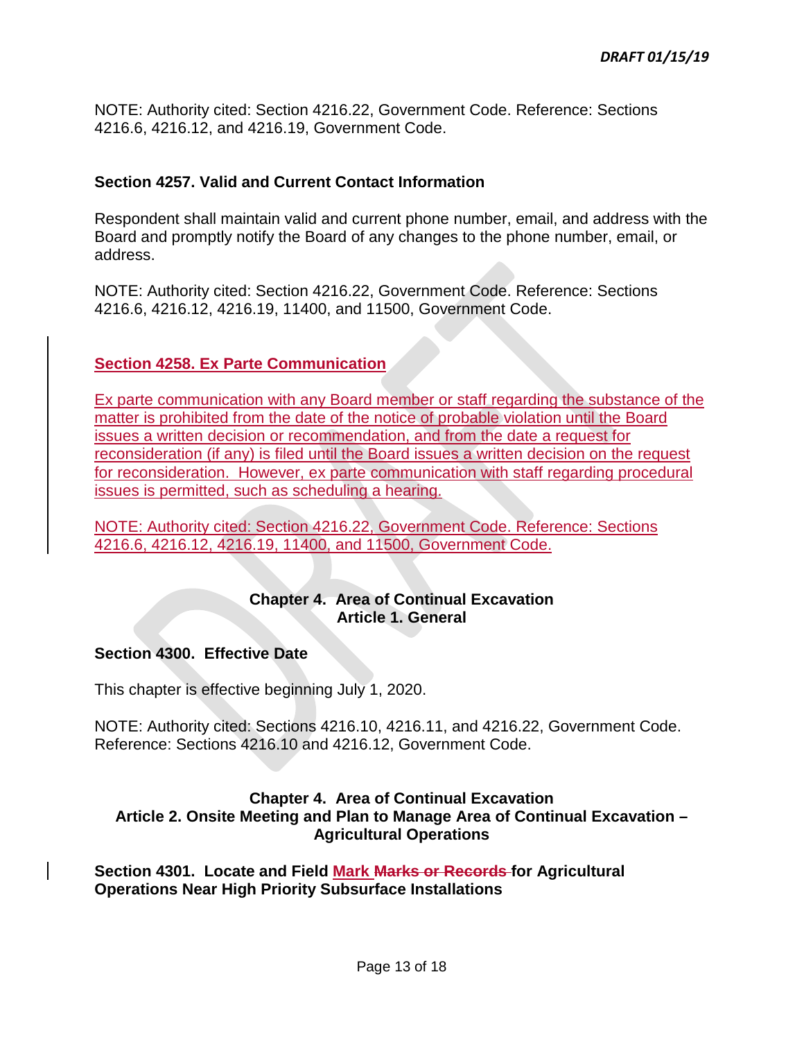NOTE: Authority cited: Section 4216.22, Government Code. Reference: Sections 4216.6, 4216.12, and 4216.19, Government Code.

**Section 4257. Valid and Current Contact Information**

Respondent shall maintain valid and current phone number, email, and address with the Board and promptly notify the Board of any changes to the phone number, email, or address.

NOTE: Authority cited: Section 4216.22, Government Code. Reference: Sections 4216.6, 4216.12, 4216.19, 11400, and 11500, Government Code.

**Section 4258. Ex Parte Communication**

Ex parte communication with any Board member or staff regarding the substance of the matter is prohibited from the date of the notice of probable violation until the Board issues a written decision or recommendation, and from the date a request for reconsideration (if any) is filed until the Board issues a written decision on the request for reconsideration. However, ex parte communication with staff regarding procedural issues is permitted, such as scheduling a hearing.

NOTE: Authority cited: Section 4216.22, Government Code. Reference: Sections 4216.6, 4216.12, 4216.19, 11400, and 11500, Government Code.

**Chapter 4. Area of Continual Excavation**
**Article 1. General**

**Section 4300. Effective Date**

This chapter is effective beginning July 1, 2020.

NOTE: Authority cited: Sections 4216.10, 4216.11, and 4216.22, Government Code. Reference: Sections 4216.10 and 4216.12, Government Code.

**Chapter 4. Area of Continual Excavation**
**Article 2. Onsite Meeting and Plan to Manage Area of Continual Excavation – Agricultural Operations**

**Section 4301. Locate and Field Mark ~~Marks or Records~~ for Agricultural Operations Near High Priority Subsurface Installations**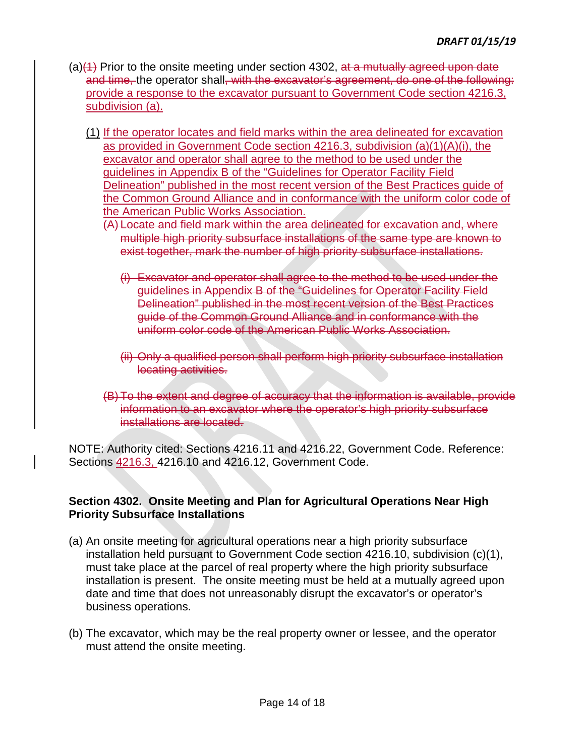(a)~~(1)~~ Prior to the onsite meeting under section 4302, ~~at a mutually agreed upon date and time,~~ the operator shall~~, with the excavator's agreement, do one of the following:~~ <u>provide a response to the excavator pursuant to Government Code section 4216.3, subdivision (a).</u>

(1) <u>If the operator locates and field marks within the area delineated for excavation as provided in Government Code section 4216.3, subdivision (a)(1)(A)(i), the excavator and operator shall agree to the method to be used under the guidelines in Appendix B of the "Guidelines for Operator Facility Field Delineation" published in the most recent version of the Best Practices guide of the Common Ground Alliance and in conformance with the uniform color code of the American Public Works Association.</u>

~~(A) Locate and field mark within the area delineated for excavation and, where multiple high priority subsurface installations of the same type are known to exist together, mark the number of high priority subsurface installations.~~

~~(i) Excavator and operator shall agree to the method to be used under the guidelines in Appendix B of the "Guidelines for Operator Facility Field Delineation" published in the most recent version of the Best Practices guide of the Common Ground Alliance and in conformance with the uniform color code of the American Public Works Association.~~

~~(ii) Only a qualified person shall perform high priority subsurface installation locating activities.~~

~~(B) To the extent and degree of accuracy that the information is available, provide information to an excavator where the operator's high priority subsurface installations are located.~~

NOTE: Authority cited: Sections 4216.11 and 4216.22, Government Code. Reference: Sections <u>4216.3,</u> 4216.10 and 4216.12, Government Code.

### Section 4302. Onsite Meeting and Plan for Agricultural Operations Near High Priority Subsurface Installations

(a) An onsite meeting for agricultural operations near a high priority subsurface installation held pursuant to Government Code section 4216.10, subdivision (c)(1), must take place at the parcel of real property where the high priority subsurface installation is present. The onsite meeting must be held at a mutually agreed upon date and time that does not unreasonably disrupt the excavator's or operator's business operations.

(b) The excavator, which may be the real property owner or lessee, and the operator must attend the onsite meeting.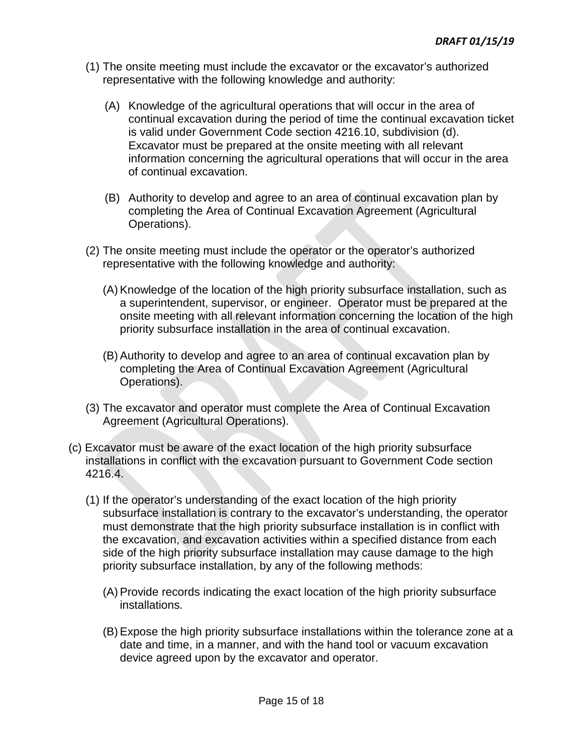(1) The onsite meeting must include the excavator or the excavator's authorized representative with the following knowledge and authority:

   (A) Knowledge of the agricultural operations that will occur in the area of continual excavation during the period of time the continual excavation ticket is valid under Government Code section 4216.10, subdivision (d). Excavator must be prepared at the onsite meeting with all relevant information concerning the agricultural operations that will occur in the area of continual excavation.

   (B) Authority to develop and agree to an area of continual excavation plan by completing the Area of Continual Excavation Agreement (Agricultural Operations).

(2) The onsite meeting must include the operator or the operator's authorized representative with the following knowledge and authority:

   (A) Knowledge of the location of the high priority subsurface installation, such as a superintendent, supervisor, or engineer. Operator must be prepared at the onsite meeting with all relevant information concerning the location of the high priority subsurface installation in the area of continual excavation.

   (B) Authority to develop and agree to an area of continual excavation plan by completing the Area of Continual Excavation Agreement (Agricultural Operations).

(3) The excavator and operator must complete the Area of Continual Excavation Agreement (Agricultural Operations).

(c) Excavator must be aware of the exact location of the high priority subsurface installations in conflict with the excavation pursuant to Government Code section 4216.4.

(1) If the operator's understanding of the exact location of the high priority subsurface installation is contrary to the excavator's understanding, the operator must demonstrate that the high priority subsurface installation is in conflict with the excavation, and excavation activities within a specified distance from each side of the high priority subsurface installation may cause damage to the high priority subsurface installation, by any of the following methods:

   (A) Provide records indicating the exact location of the high priority subsurface installations.

   (B) Expose the high priority subsurface installations within the tolerance zone at a date and time, in a manner, and with the hand tool or vacuum excavation device agreed upon by the excavator and operator.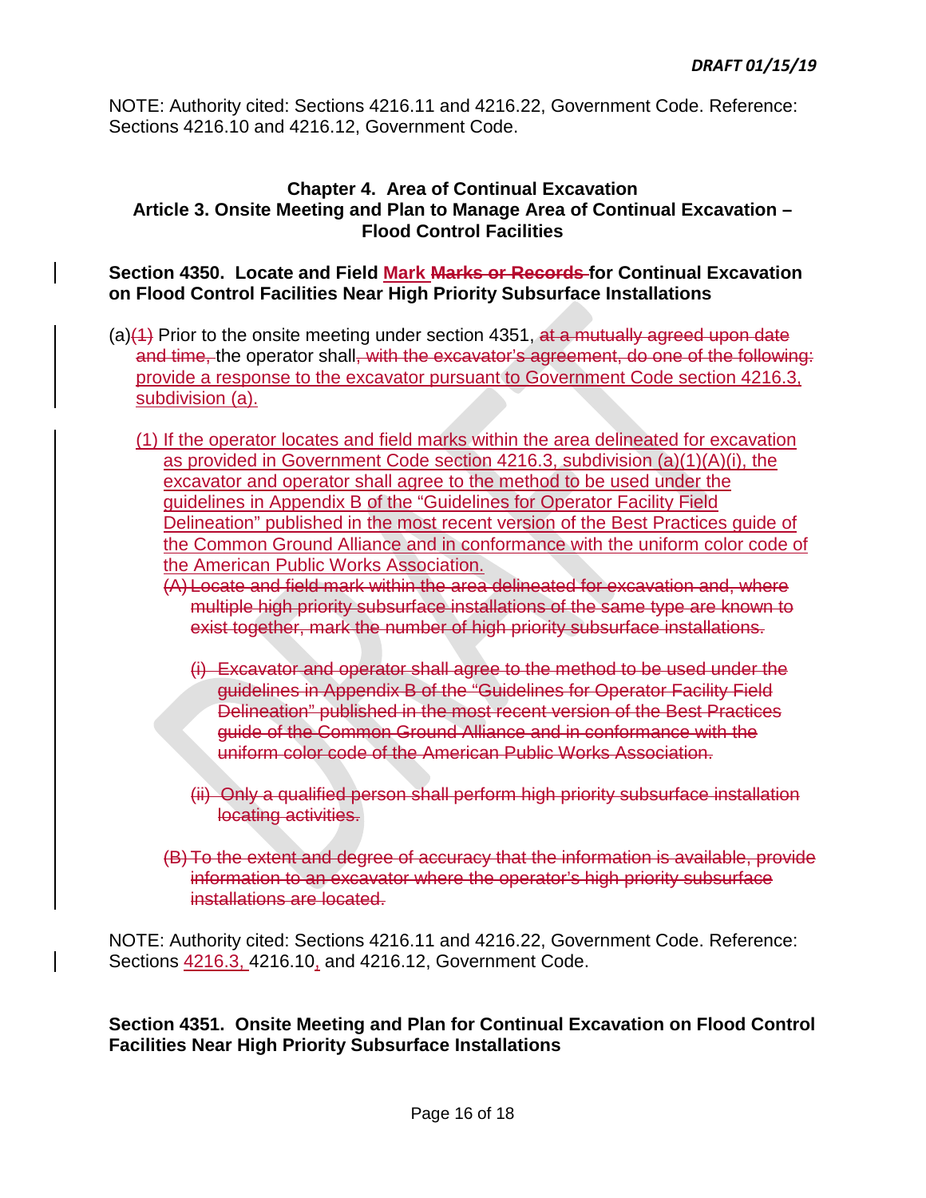NOTE: Authority cited: Sections 4216.11 and 4216.22, Government Code. Reference: Sections 4216.10 and 4216.12, Government Code.

**Chapter 4. Area of Continual Excavation**
**Article 3. Onsite Meeting and Plan to Manage Area of Continual Excavation – Flood Control Facilities**

**Section 4350. Locate and Field Mark ~~Marks or Records~~ for Continual Excavation on Flood Control Facilities Near High Priority Subsurface Installations**

(a)~~(1)~~ Prior to the onsite meeting under section 4351, ~~at a mutually agreed upon date and time,~~ the operator shall~~, with the excavator's agreement, do one of the following:~~ provide a response to the excavator pursuant to Government Code section 4216.3, subdivision (a).

(1) If the operator locates and field marks within the area delineated for excavation as provided in Government Code section 4216.3, subdivision (a)(1)(A)(i), the excavator and operator shall agree to the method to be used under the guidelines in Appendix B of the "Guidelines for Operator Facility Field Delineation" published in the most recent version of the Best Practices guide of the Common Ground Alliance and in conformance with the uniform color code of the American Public Works Association.

~~(A) Locate and field mark within the area delineated for excavation and, where multiple high priority subsurface installations of the same type are known to exist together, mark the number of high priority subsurface installations.~~

~~(i) Excavator and operator shall agree to the method to be used under the guidelines in Appendix B of the "Guidelines for Operator Facility Field Delineation" published in the most recent version of the Best Practices guide of the Common Ground Alliance and in conformance with the uniform color code of the American Public Works Association.~~

~~(ii) Only a qualified person shall perform high priority subsurface installation locating activities.~~

~~(B) To the extent and degree of accuracy that the information is available, provide information to an excavator where the operator's high priority subsurface installations are located.~~

NOTE: Authority cited: Sections 4216.11 and 4216.22, Government Code. Reference: Sections 4216.3, 4216.10, and 4216.12, Government Code.

**Section 4351. Onsite Meeting and Plan for Continual Excavation on Flood Control Facilities Near High Priority Subsurface Installations**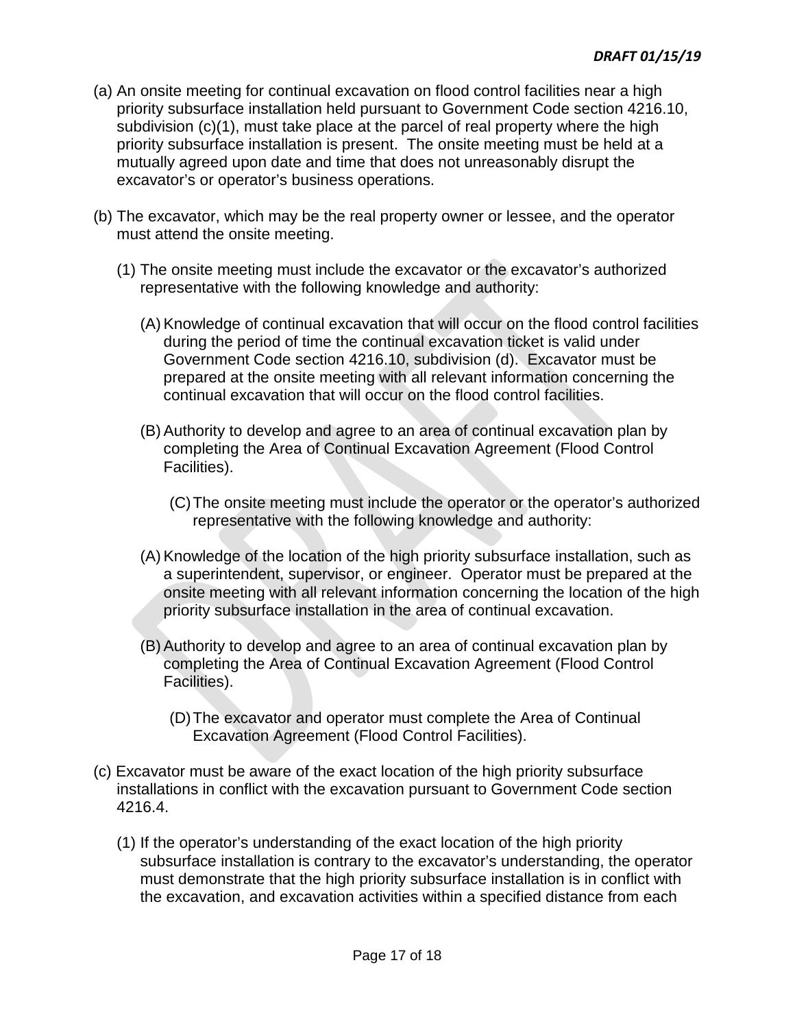(a) An onsite meeting for continual excavation on flood control facilities near a high priority subsurface installation held pursuant to Government Code section 4216.10, subdivision (c)(1), must take place at the parcel of real property where the high priority subsurface installation is present. The onsite meeting must be held at a mutually agreed upon date and time that does not unreasonably disrupt the excavator's or operator's business operations.

(b) The excavator, which may be the real property owner or lessee, and the operator must attend the onsite meeting.

  (1) The onsite meeting must include the excavator or the excavator's authorized representative with the following knowledge and authority:

    (A) Knowledge of continual excavation that will occur on the flood control facilities during the period of time the continual excavation ticket is valid under Government Code section 4216.10, subdivision (d). Excavator must be prepared at the onsite meeting with all relevant information concerning the continual excavation that will occur on the flood control facilities.

    (B) Authority to develop and agree to an area of continual excavation plan by completing the Area of Continual Excavation Agreement (Flood Control Facilities).

      (C) The onsite meeting must include the operator or the operator's authorized representative with the following knowledge and authority:

    (A) Knowledge of the location of the high priority subsurface installation, such as a superintendent, supervisor, or engineer. Operator must be prepared at the onsite meeting with all relevant information concerning the location of the high priority subsurface installation in the area of continual excavation.

    (B) Authority to develop and agree to an area of continual excavation plan by completing the Area of Continual Excavation Agreement (Flood Control Facilities).

      (D) The excavator and operator must complete the Area of Continual Excavation Agreement (Flood Control Facilities).

(c) Excavator must be aware of the exact location of the high priority subsurface installations in conflict with the excavation pursuant to Government Code section 4216.4.

  (1) If the operator's understanding of the exact location of the high priority subsurface installation is contrary to the excavator's understanding, the operator must demonstrate that the high priority subsurface installation is in conflict with the excavation, and excavation activities within a specified distance from each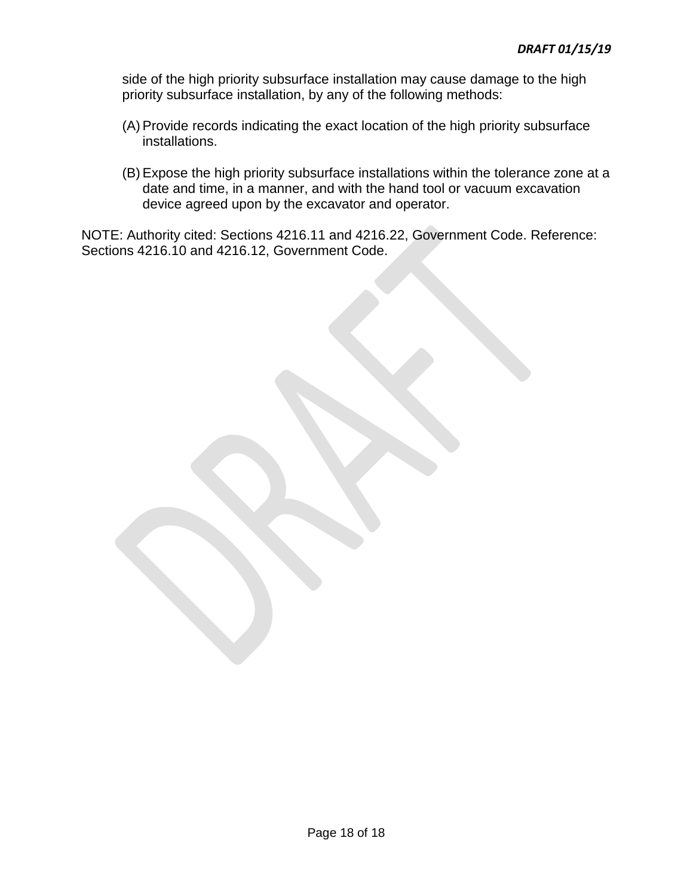side of the high priority subsurface installation may cause damage to the high priority subsurface installation, by any of the following methods:

(A) Provide records indicating the exact location of the high priority subsurface installations.

(B) Expose the high priority subsurface installations within the tolerance zone at a date and time, in a manner, and with the hand tool or vacuum excavation device agreed upon by the excavator and operator.

NOTE: Authority cited: Sections 4216.11 and 4216.22, Government Code. Reference: Sections 4216.10 and 4216.12, Government Code.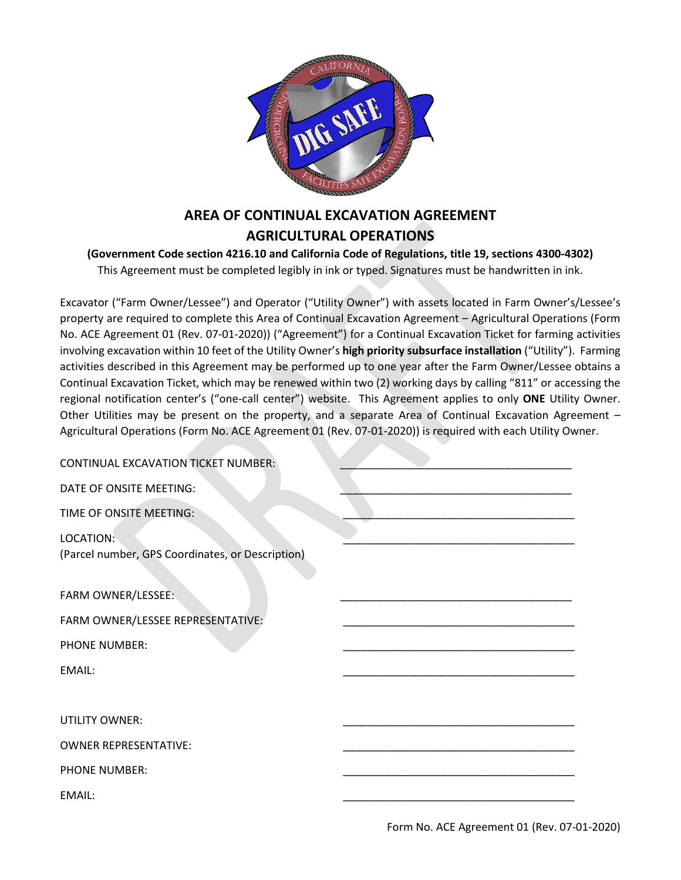# AREA OF CONTINUAL EXCAVATION AGREEMENT
# AGRICULTURAL OPERATIONS

**(Government Code section 4216.10 and California Code of Regulations, title 19, sections 4300-4302)**

This Agreement must be completed legibly in ink or typed. Signatures must be handwritten in ink.

Excavator ("Farm Owner/Lessee") and Operator ("Utility Owner") with assets located in Farm Owner's/Lessee's property are required to complete this Area of Continual Excavation Agreement – Agricultural Operations (Form No. ACE Agreement 01 (Rev. 07-01-2020)) ("Agreement") for a Continual Excavation Ticket for farming activities involving excavation within 10 feet of the Utility Owner's **high priority subsurface installation** ("Utility"). Farming activities described in this Agreement may be performed up to one year after the Farm Owner/Lessee obtains a Continual Excavation Ticket, which may be renewed within two (2) working days by calling "811" or accessing the regional notification center's ("one-call center") website. This Agreement applies to only **ONE** Utility Owner. Other Utilities may be present on the property, and a separate Area of Continual Excavation Agreement – Agricultural Operations (Form No. ACE Agreement 01 (Rev. 07-01-2020)) is required with each Utility Owner.

CONTINUAL EXCAVATION TICKET NUMBER: ____________________________________

DATE OF ONSITE MEETING: ____________________________________

TIME OF ONSITE MEETING: ____________________________________

LOCATION: ____________________________________
(Parcel number, GPS Coordinates, or Description)

FARM OWNER/LESSEE: ____________________________________

FARM OWNER/LESSEE REPRESENTATIVE: ____________________________________

PHONE NUMBER: ____________________________________

EMAIL: ____________________________________

UTILITY OWNER: ____________________________________

OWNER REPRESENTATIVE: ____________________________________

PHONE NUMBER: ____________________________________

EMAIL: ____________________________________

Form No. ACE Agreement 01 (Rev. 07-01-2020)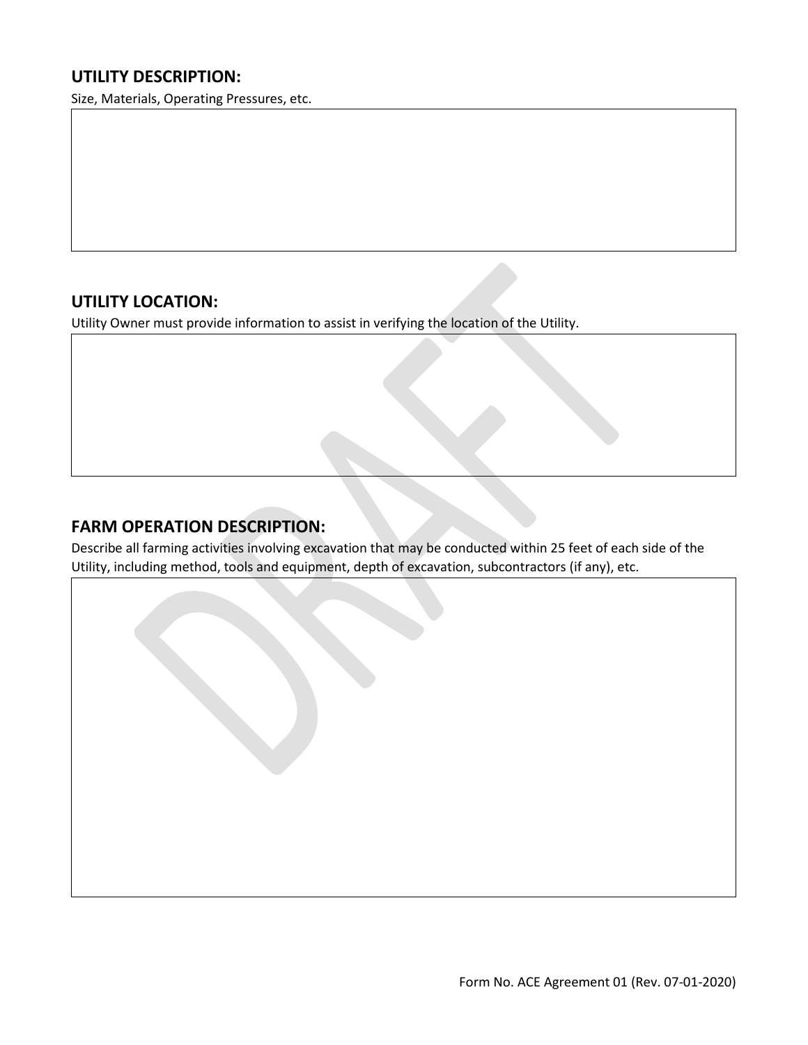## UTILITY DESCRIPTION:

Size, Materials, Operating Pressures, etc.

## UTILITY LOCATION:

Utility Owner must provide information to assist in verifying the location of the Utility.

## FARM OPERATION DESCRIPTION:

Describe all farming activities involving excavation that may be conducted within 25 feet of each side of the Utility, including method, tools and equipment, depth of excavation, subcontractors (if any), etc.

Form No. ACE Agreement 01 (Rev. 07-01-2020)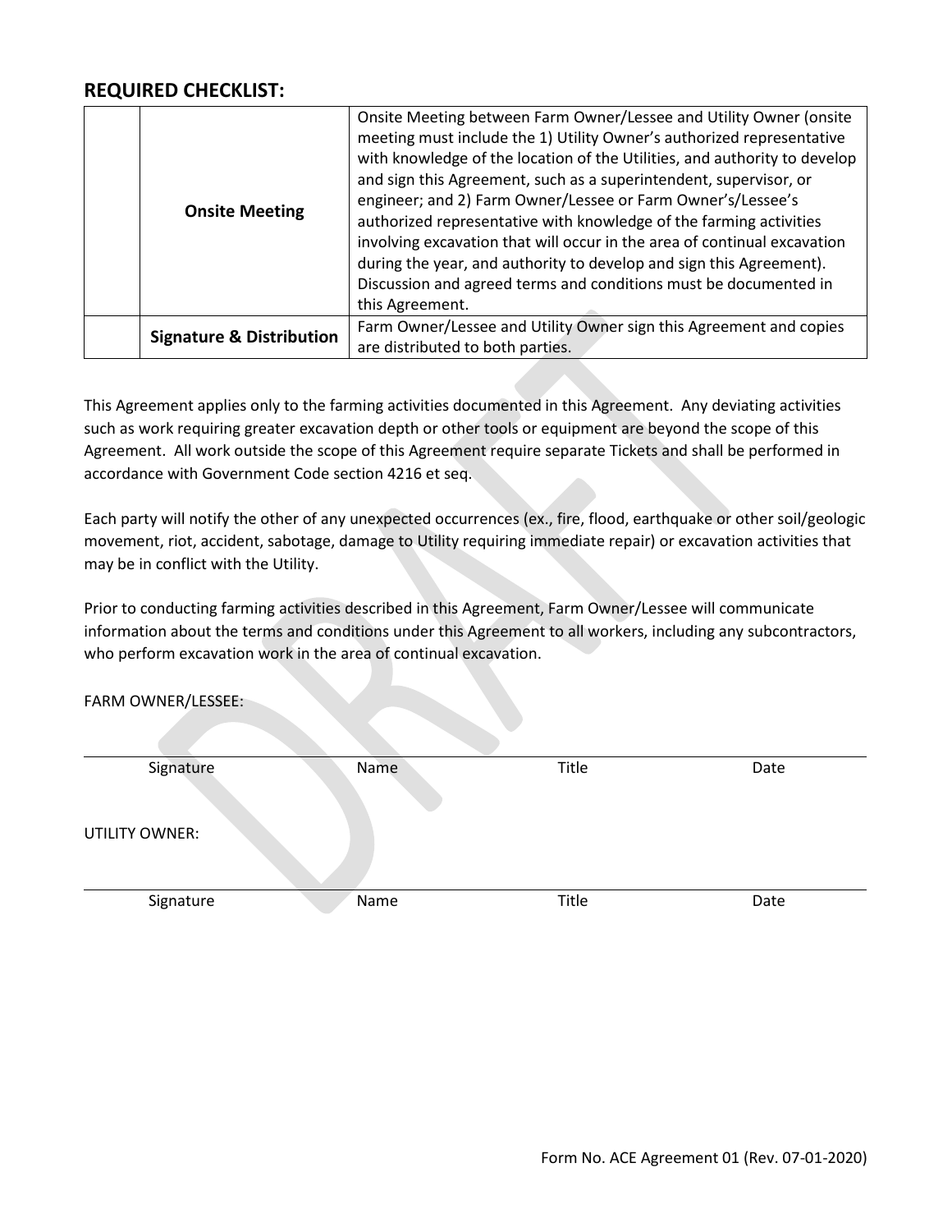## REQUIRED CHECKLIST:

| | | |
|---|---|---|
| | **Onsite Meeting** | Onsite Meeting between Farm Owner/Lessee and Utility Owner (onsite meeting must include the 1) Utility Owner's authorized representative with knowledge of the location of the Utilities, and authority to develop and sign this Agreement, such as a superintendent, supervisor, or engineer; and 2) Farm Owner/Lessee or Farm Owner's/Lessee's authorized representative with knowledge of the farming activities involving excavation that will occur in the area of continual excavation during the year, and authority to develop and sign this Agreement). Discussion and agreed terms and conditions must be documented in this Agreement. |
| | **Signature & Distribution** | Farm Owner/Lessee and Utility Owner sign this Agreement and copies are distributed to both parties. |

This Agreement applies only to the farming activities documented in this Agreement. Any deviating activities such as work requiring greater excavation depth or other tools or equipment are beyond the scope of this Agreement. All work outside the scope of this Agreement require separate Tickets and shall be performed in accordance with Government Code section 4216 et seq.

Each party will notify the other of any unexpected occurrences (ex., fire, flood, earthquake or other soil/geologic movement, riot, accident, sabotage, damage to Utility requiring immediate repair) or excavation activities that may be in conflict with the Utility.

Prior to conducting farming activities described in this Agreement, Farm Owner/Lessee will communicate information about the terms and conditions under this Agreement to all workers, including any subcontractors, who perform excavation work in the area of continual excavation.

FARM OWNER/LESSEE:

| Signature | Name | Title | Date |
|---|---|---|---|

UTILITY OWNER:

| Signature | Name | Title | Date |
|---|---|---|---|

Form No. ACE Agreement 01 (Rev. 07-01-2020)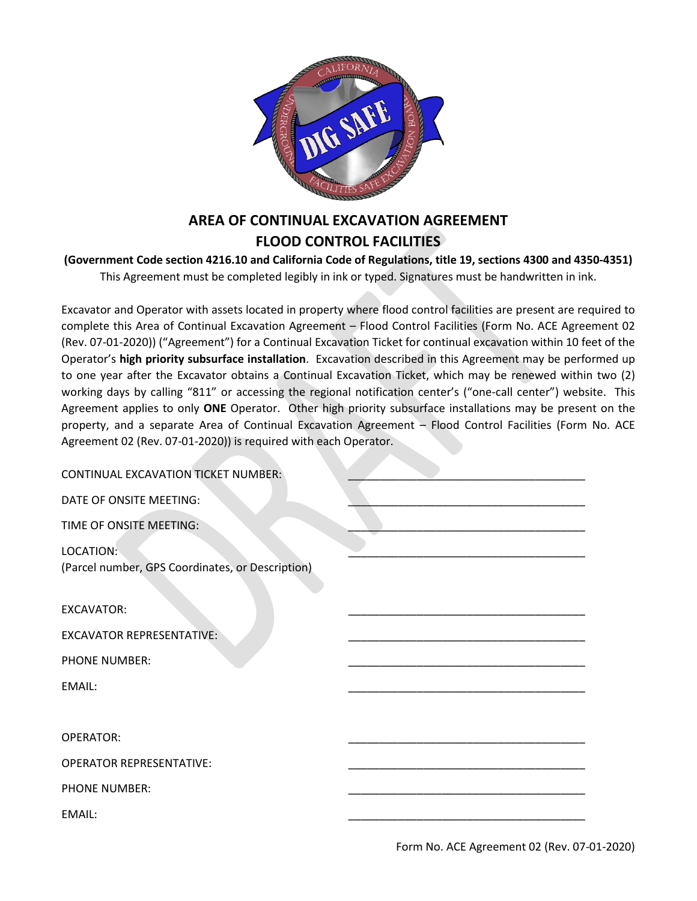# AREA OF CONTINUAL EXCAVATION AGREEMENT
# FLOOD CONTROL FACILITIES

**(Government Code section 4216.10 and California Code of Regulations, title 19, sections 4300 and 4350-4351)**

This Agreement must be completed legibly in ink or typed. Signatures must be handwritten in ink.

Excavator and Operator with assets located in property where flood control facilities are present are required to complete this Area of Continual Excavation Agreement – Flood Control Facilities (Form No. ACE Agreement 02 (Rev. 07-01-2020)) ("Agreement") for a Continual Excavation Ticket for continual excavation within 10 feet of the Operator's **high priority subsurface installation**. Excavation described in this Agreement may be performed up to one year after the Excavator obtains a Continual Excavation Ticket, which may be renewed within two (2) working days by calling "811" or accessing the regional notification center's ("one-call center") website. This Agreement applies to only **ONE** Operator. Other high priority subsurface installations may be present on the property, and a separate Area of Continual Excavation Agreement – Flood Control Facilities (Form No. ACE Agreement 02 (Rev. 07-01-2020)) is required with each Operator.

CONTINUAL EXCAVATION TICKET NUMBER: ____________________________________

DATE OF ONSITE MEETING: ____________________________________

TIME OF ONSITE MEETING: ____________________________________

LOCATION: ____________________________________
(Parcel number, GPS Coordinates, or Description)

EXCAVATOR: ____________________________________

EXCAVATOR REPRESENTATIVE: ____________________________________

PHONE NUMBER: ____________________________________

EMAIL: ____________________________________

OPERATOR: ____________________________________

OPERATOR REPRESENTATIVE: ____________________________________

PHONE NUMBER: ____________________________________

EMAIL: ____________________________________

Form No. ACE Agreement 02 (Rev. 07-01-2020)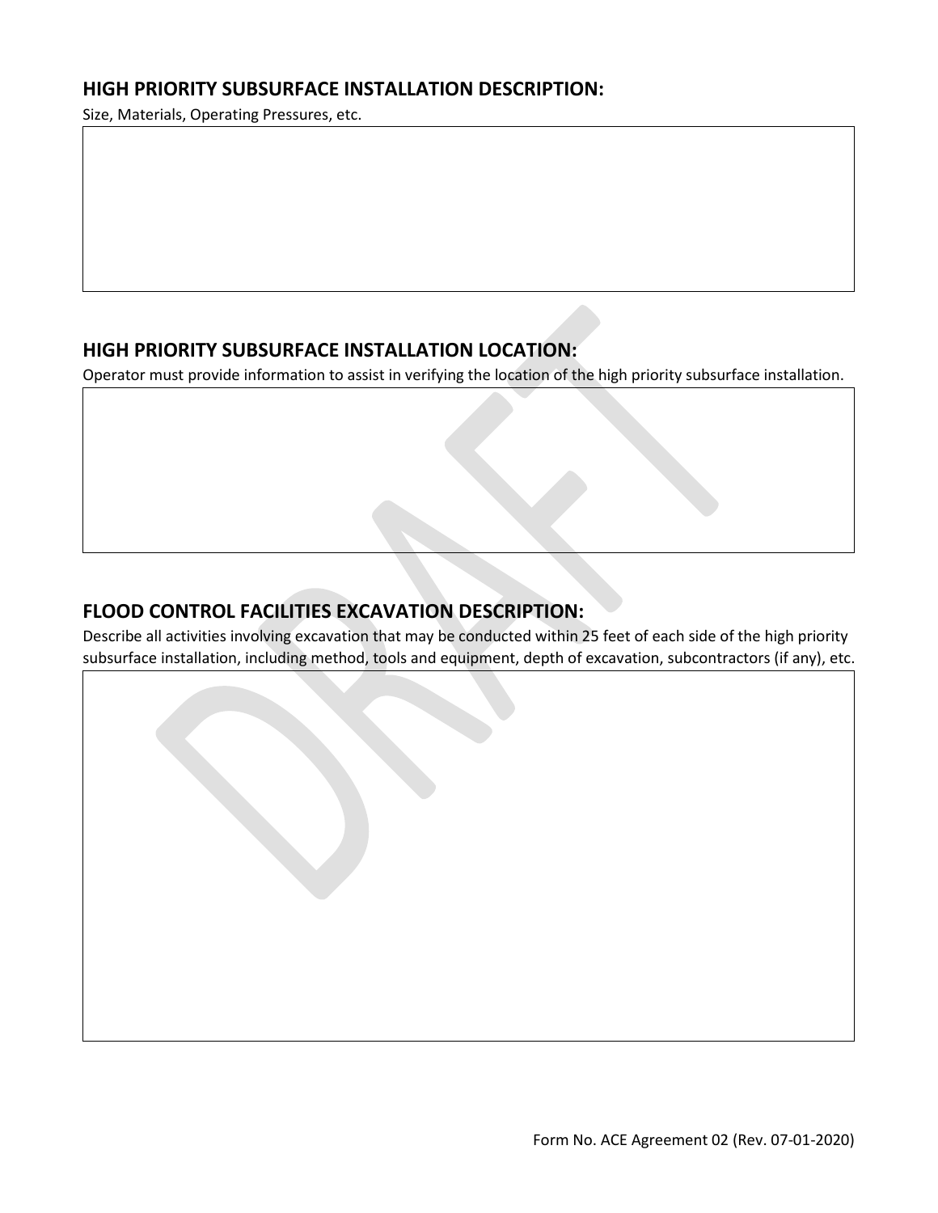## HIGH PRIORITY SUBSURFACE INSTALLATION DESCRIPTION:

Size, Materials, Operating Pressures, etc.

## HIGH PRIORITY SUBSURFACE INSTALLATION LOCATION:

Operator must provide information to assist in verifying the location of the high priority subsurface installation.

## FLOOD CONTROL FACILITIES EXCAVATION DESCRIPTION:

Describe all activities involving excavation that may be conducted within 25 feet of each side of the high priority subsurface installation, including method, tools and equipment, depth of excavation, subcontractors (if any), etc.

Form No. ACE Agreement 02 (Rev. 07-01-2020)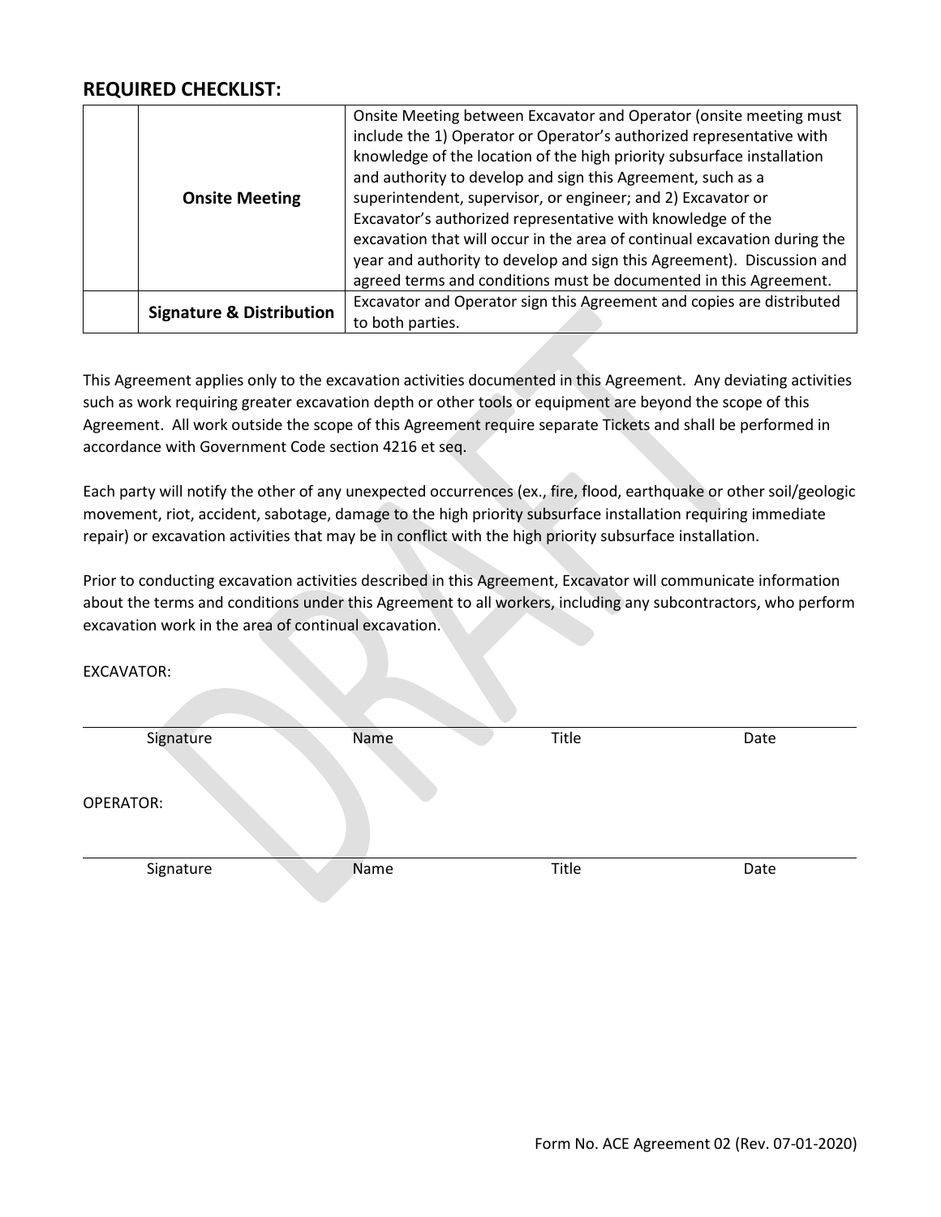## REQUIRED CHECKLIST:

| | | |
|---|---|---|
| | **Onsite Meeting** | Onsite Meeting between Excavator and Operator (onsite meeting must include the 1) Operator or Operator's authorized representative with knowledge of the location of the high priority subsurface installation and authority to develop and sign this Agreement, such as a superintendent, supervisor, or engineer; and 2) Excavator or Excavator's authorized representative with knowledge of the excavation that will occur in the area of continual excavation during the year and authority to develop and sign this Agreement). Discussion and agreed terms and conditions must be documented in this Agreement. |
| | **Signature & Distribution** | Excavator and Operator sign this Agreement and copies are distributed to both parties. |

This Agreement applies only to the excavation activities documented in this Agreement. Any deviating activities such as work requiring greater excavation depth or other tools or equipment are beyond the scope of this Agreement. All work outside the scope of this Agreement require separate Tickets and shall be performed in accordance with Government Code section 4216 et seq.

Each party will notify the other of any unexpected occurrences (ex., fire, flood, earthquake or other soil/geologic movement, riot, accident, sabotage, damage to the high priority subsurface installation requiring immediate repair) or excavation activities that may be in conflict with the high priority subsurface installation.

Prior to conducting excavation activities described in this Agreement, Excavator will communicate information about the terms and conditions under this Agreement to all workers, including any subcontractors, who perform excavation work in the area of continual excavation.

EXCAVATOR:

Signature Name Title Date

OPERATOR:

Signature Name Title Date

Form No. ACE Agreement 02 (Rev. 07-01-2020)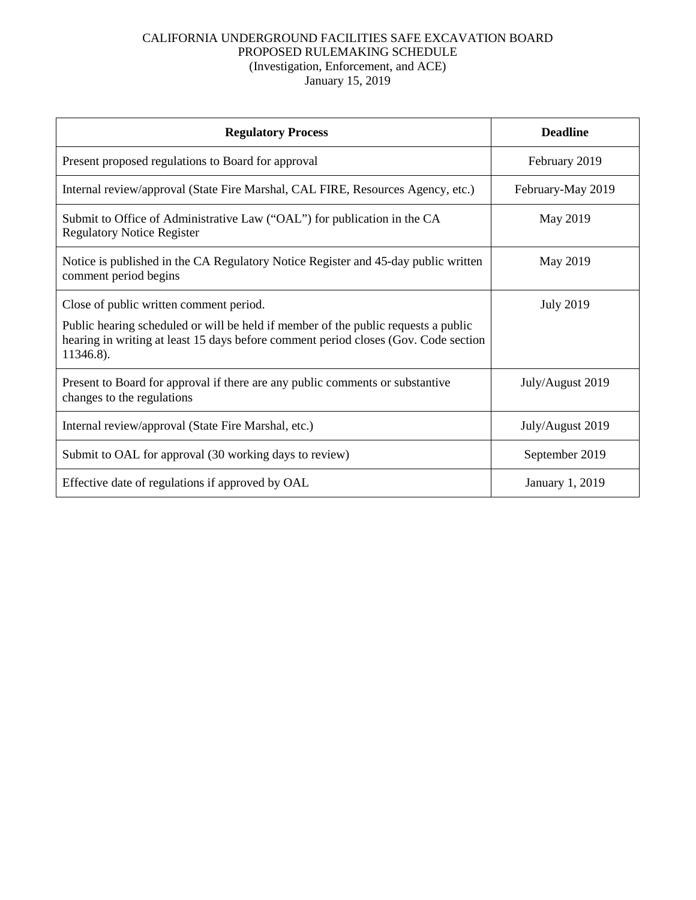CALIFORNIA UNDERGROUND FACILITIES SAFE EXCAVATION BOARD
PROPOSED RULEMAKING SCHEDULE
(Investigation, Enforcement, and ACE)
January 15, 2019

| **Regulatory Process** | **Deadline** |
|---|---|
| Present proposed regulations to Board for approval | February 2019 |
| Internal review/approval (State Fire Marshal, CAL FIRE, Resources Agency, etc.) | February-May 2019 |
| Submit to Office of Administrative Law ("OAL") for publication in the CA Regulatory Notice Register | May 2019 |
| Notice is published in the CA Regulatory Notice Register and 45-day public written comment period begins | May 2019 |
| Close of public written comment period.<br><br>Public hearing scheduled or will be held if member of the public requests a public hearing in writing at least 15 days before comment period closes (Gov. Code section 11346.8). | July 2019 |
| Present to Board for approval if there are any public comments or substantive changes to the regulations | July/August 2019 |
| Internal review/approval (State Fire Marshal, etc.) | July/August 2019 |
| Submit to OAL for approval (30 working days to review) | September 2019 |
| Effective date of regulations if approved by OAL | January 1, 2019 |